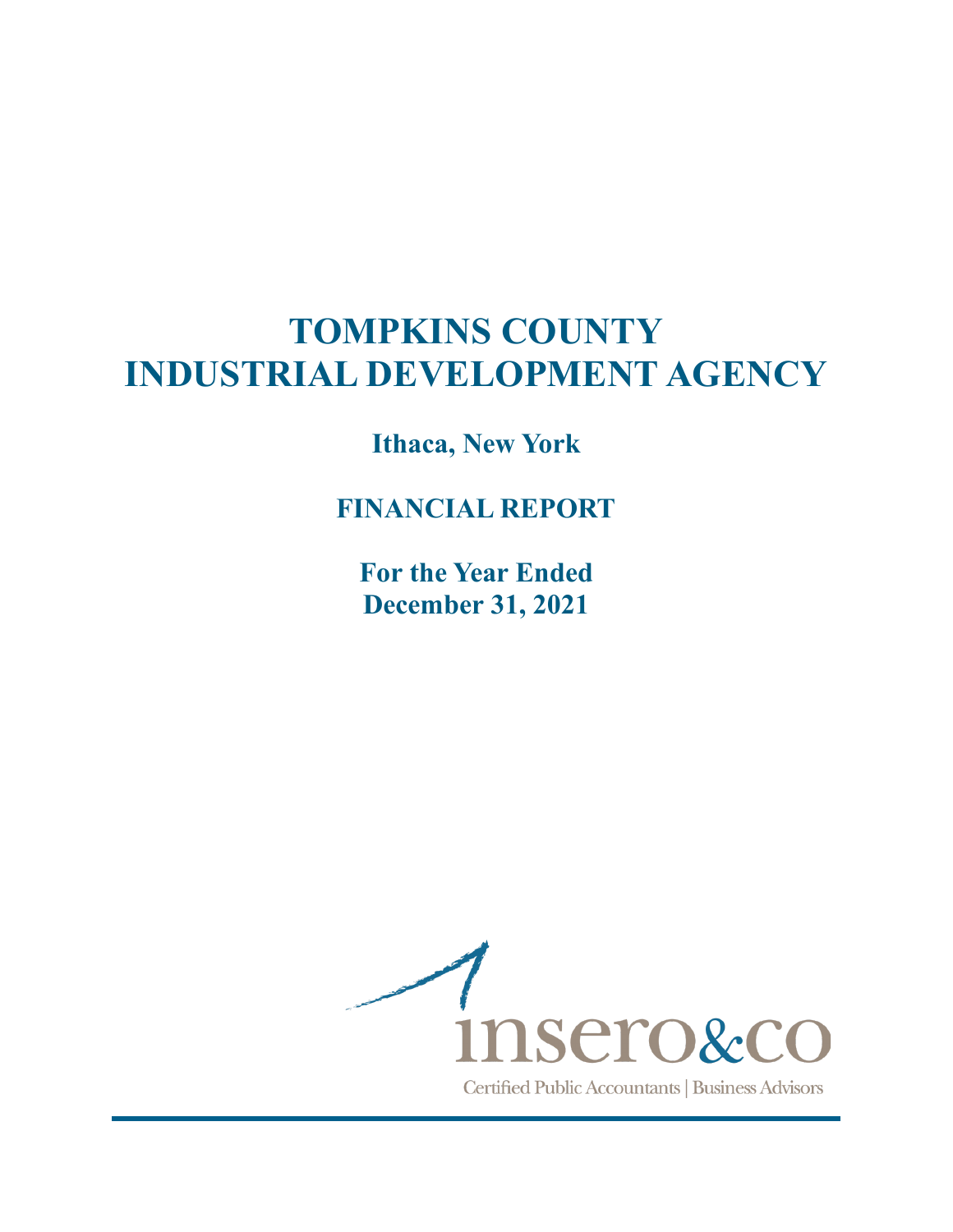# TOMPKINS COUNTY INDUSTRIAL DEVELOPMENT AGENCY

**Ithaca, New York**

**FINANCIAL REPORT**

**For the Year Ended December 31, 2021**

insero&co

Certified Public Accountants | Business Advisors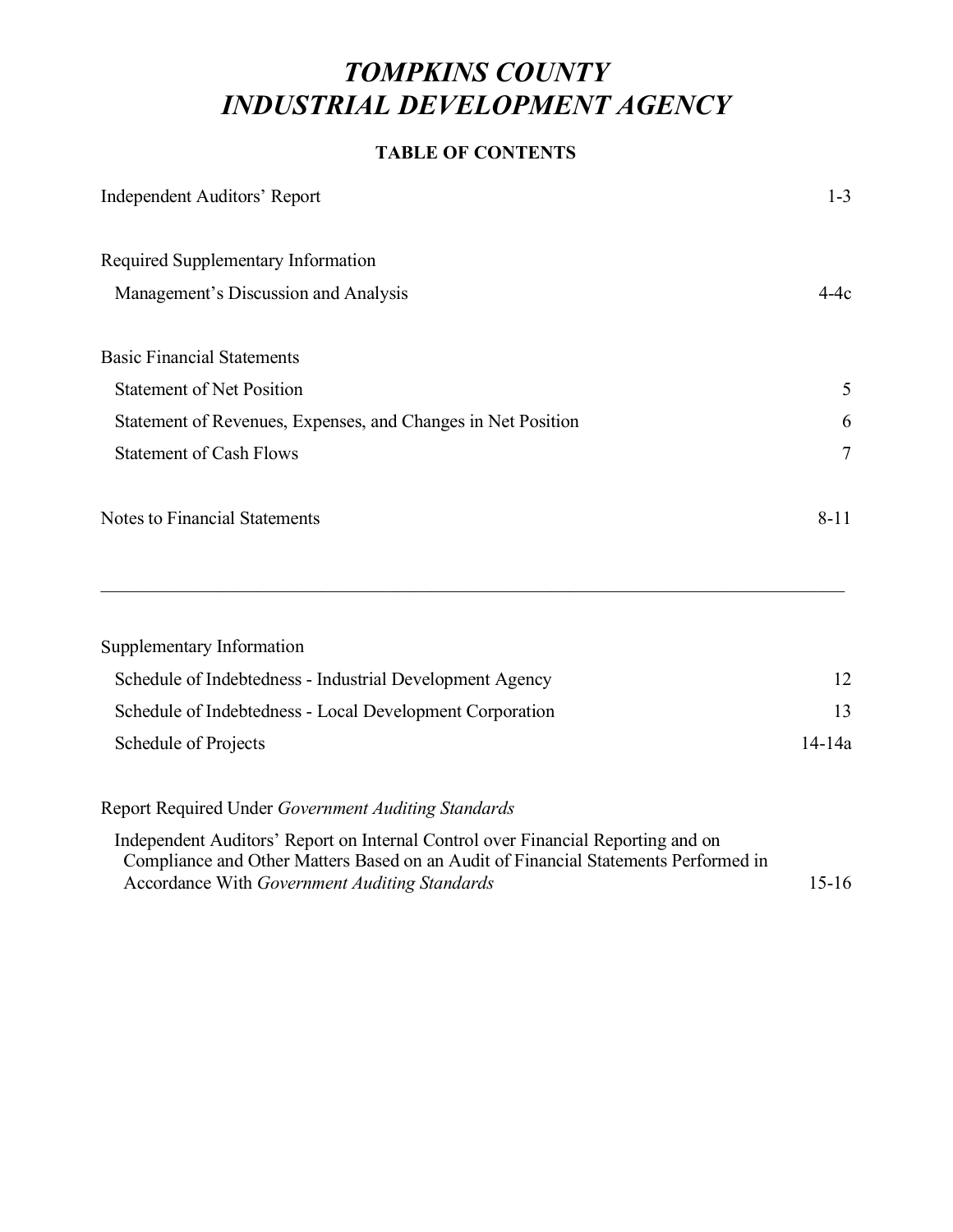# *TOMPKINS COUNTY*
# *INDUSTRIAL DEVELOPMENT AGENCY*

**TABLE OF CONTENTS**

| | |
|---|---|
| Independent Auditors' Report | 1-3 |
| | |
| Required Supplementary Information | |
| Management's Discussion and Analysis | 4-4c |
| | |
| Basic Financial Statements | |
| Statement of Net Position | 5 |
| Statement of Revenues, Expenses, and Changes in Net Position | 6 |
| Statement of Cash Flows | 7 |
| | |
| Notes to Financial Statements | 8-11 |

---

| | |
|---|---|
| Supplementary Information | |
| Schedule of Indebtedness - Industrial Development Agency | 12 |
| Schedule of Indebtedness - Local Development Corporation | 13 |
| Schedule of Projects | 14-14a |
| | |
| Report Required Under *Government Auditing Standards* | |
| Independent Auditors' Report on Internal Control over Financial Reporting and on Compliance and Other Matters Based on an Audit of Financial Statements Performed in Accordance With *Government Auditing Standards* | 15-16 |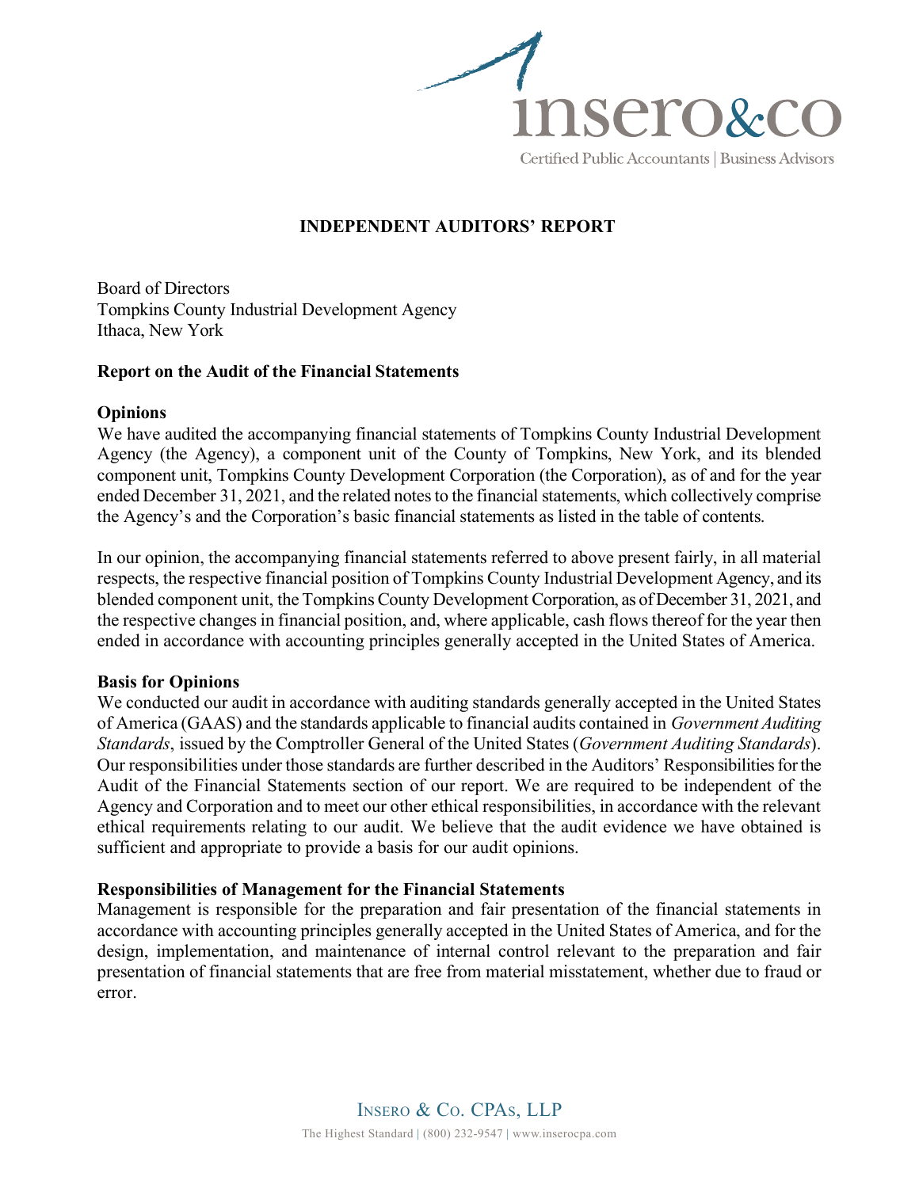# INDEPENDENT AUDITORS' REPORT

Board of Directors
Tompkins County Industrial Development Agency
Ithaca, New York

## Report on the Audit of the Financial Statements

### Opinions

We have audited the accompanying financial statements of Tompkins County Industrial Development Agency (the Agency), a component unit of the County of Tompkins, New York, and its blended component unit, Tompkins County Development Corporation (the Corporation), as of and for the year ended December 31, 2021, and the related notes to the financial statements, which collectively comprise the Agency's and the Corporation's basic financial statements as listed in the table of contents.

In our opinion, the accompanying financial statements referred to above present fairly, in all material respects, the respective financial position of Tompkins County Industrial Development Agency, and its blended component unit, the Tompkins County Development Corporation, as of December 31, 2021, and the respective changes in financial position, and, where applicable, cash flows thereof for the year then ended in accordance with accounting principles generally accepted in the United States of America.

### Basis for Opinions

We conducted our audit in accordance with auditing standards generally accepted in the United States of America (GAAS) and the standards applicable to financial audits contained in *Government Auditing Standards*, issued by the Comptroller General of the United States (*Government Auditing Standards*). Our responsibilities under those standards are further described in the Auditors' Responsibilities for the Audit of the Financial Statements section of our report. We are required to be independent of the Agency and Corporation and to meet our other ethical responsibilities, in accordance with the relevant ethical requirements relating to our audit. We believe that the audit evidence we have obtained is sufficient and appropriate to provide a basis for our audit opinions.

### Responsibilities of Management for the Financial Statements

Management is responsible for the preparation and fair presentation of the financial statements in accordance with accounting principles generally accepted in the United States of America, and for the design, implementation, and maintenance of internal control relevant to the preparation and fair presentation of financial statements that are free from material misstatement, whether due to fraud or error.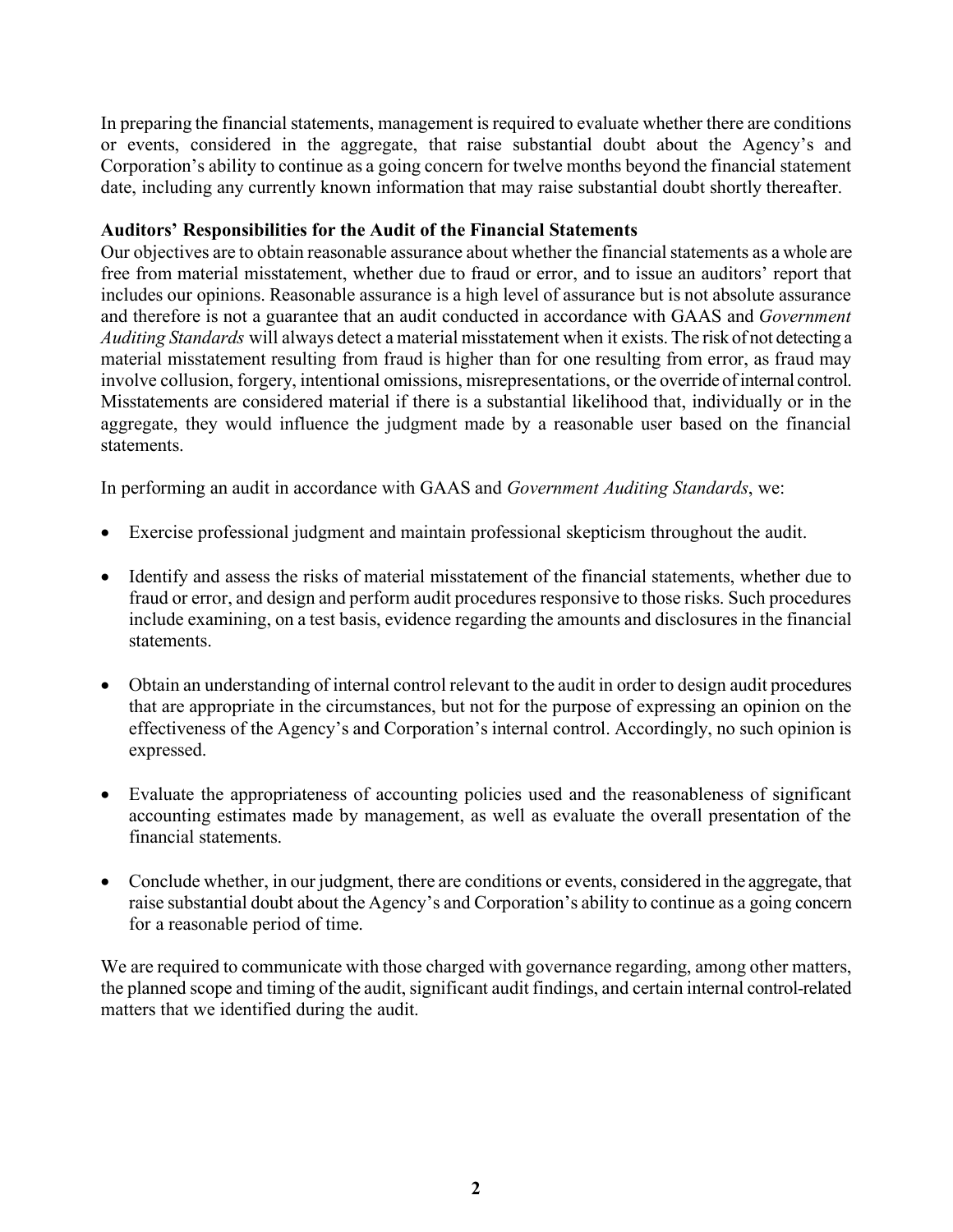In preparing the financial statements, management is required to evaluate whether there are conditions or events, considered in the aggregate, that raise substantial doubt about the Agency's and Corporation's ability to continue as a going concern for twelve months beyond the financial statement date, including any currently known information that may raise substantial doubt shortly thereafter.

**Auditors' Responsibilities for the Audit of the Financial Statements**

Our objectives are to obtain reasonable assurance about whether the financial statements as a whole are free from material misstatement, whether due to fraud or error, and to issue an auditors' report that includes our opinions. Reasonable assurance is a high level of assurance but is not absolute assurance and therefore is not a guarantee that an audit conducted in accordance with GAAS and *Government Auditing Standards* will always detect a material misstatement when it exists. The risk of not detecting a material misstatement resulting from fraud is higher than for one resulting from error, as fraud may involve collusion, forgery, intentional omissions, misrepresentations, or the override of internal control. Misstatements are considered material if there is a substantial likelihood that, individually or in the aggregate, they would influence the judgment made by a reasonable user based on the financial statements.

In performing an audit in accordance with GAAS and *Government Auditing Standards*, we:

- Exercise professional judgment and maintain professional skepticism throughout the audit.
- Identify and assess the risks of material misstatement of the financial statements, whether due to fraud or error, and design and perform audit procedures responsive to those risks. Such procedures include examining, on a test basis, evidence regarding the amounts and disclosures in the financial statements.
- Obtain an understanding of internal control relevant to the audit in order to design audit procedures that are appropriate in the circumstances, but not for the purpose of expressing an opinion on the effectiveness of the Agency's and Corporation's internal control. Accordingly, no such opinion is expressed.
- Evaluate the appropriateness of accounting policies used and the reasonableness of significant accounting estimates made by management, as well as evaluate the overall presentation of the financial statements.
- Conclude whether, in our judgment, there are conditions or events, considered in the aggregate, that raise substantial doubt about the Agency's and Corporation's ability to continue as a going concern for a reasonable period of time.

We are required to communicate with those charged with governance regarding, among other matters, the planned scope and timing of the audit, significant audit findings, and certain internal control-related matters that we identified during the audit.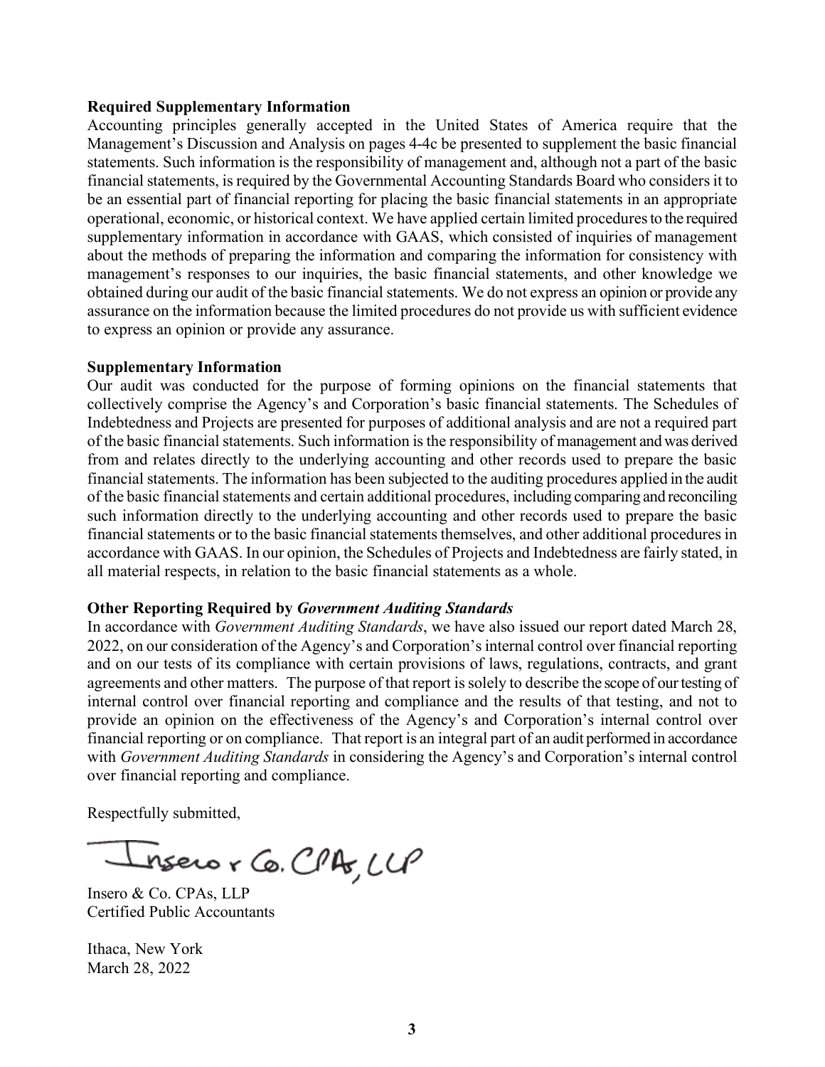**Required Supplementary Information**

Accounting principles generally accepted in the United States of America require that the Management's Discussion and Analysis on pages 4-4c be presented to supplement the basic financial statements. Such information is the responsibility of management and, although not a part of the basic financial statements, is required by the Governmental Accounting Standards Board who considers it to be an essential part of financial reporting for placing the basic financial statements in an appropriate operational, economic, or historical context. We have applied certain limited procedures to the required supplementary information in accordance with GAAS, which consisted of inquiries of management about the methods of preparing the information and comparing the information for consistency with management's responses to our inquiries, the basic financial statements, and other knowledge we obtained during our audit of the basic financial statements. We do not express an opinion or provide any assurance on the information because the limited procedures do not provide us with sufficient evidence to express an opinion or provide any assurance.

**Supplementary Information**

Our audit was conducted for the purpose of forming opinions on the financial statements that collectively comprise the Agency's and Corporation's basic financial statements. The Schedules of Indebtedness and Projects are presented for purposes of additional analysis and are not a required part of the basic financial statements. Such information is the responsibility of management and was derived from and relates directly to the underlying accounting and other records used to prepare the basic financial statements. The information has been subjected to the auditing procedures applied in the audit of the basic financial statements and certain additional procedures, including comparing and reconciling such information directly to the underlying accounting and other records used to prepare the basic financial statements or to the basic financial statements themselves, and other additional procedures in accordance with GAAS. In our opinion, the Schedules of Projects and Indebtedness are fairly stated, in all material respects, in relation to the basic financial statements as a whole.

**Other Reporting Required by *Government Auditing Standards***

In accordance with *Government Auditing Standards*, we have also issued our report dated March 28, 2022, on our consideration of the Agency's and Corporation's internal control over financial reporting and on our tests of its compliance with certain provisions of laws, regulations, contracts, and grant agreements and other matters. The purpose of that report is solely to describe the scope of our testing of internal control over financial reporting and compliance and the results of that testing, and not to provide an opinion on the effectiveness of the Agency's and Corporation's internal control over financial reporting or on compliance. That report is an integral part of an audit performed in accordance with *Government Auditing Standards* in considering the Agency's and Corporation's internal control over financial reporting and compliance.

Respectfully submitted,

Insero & Co. CPAs, LLP

Insero & Co. CPAs, LLP
Certified Public Accountants

Ithaca, New York
March 28, 2022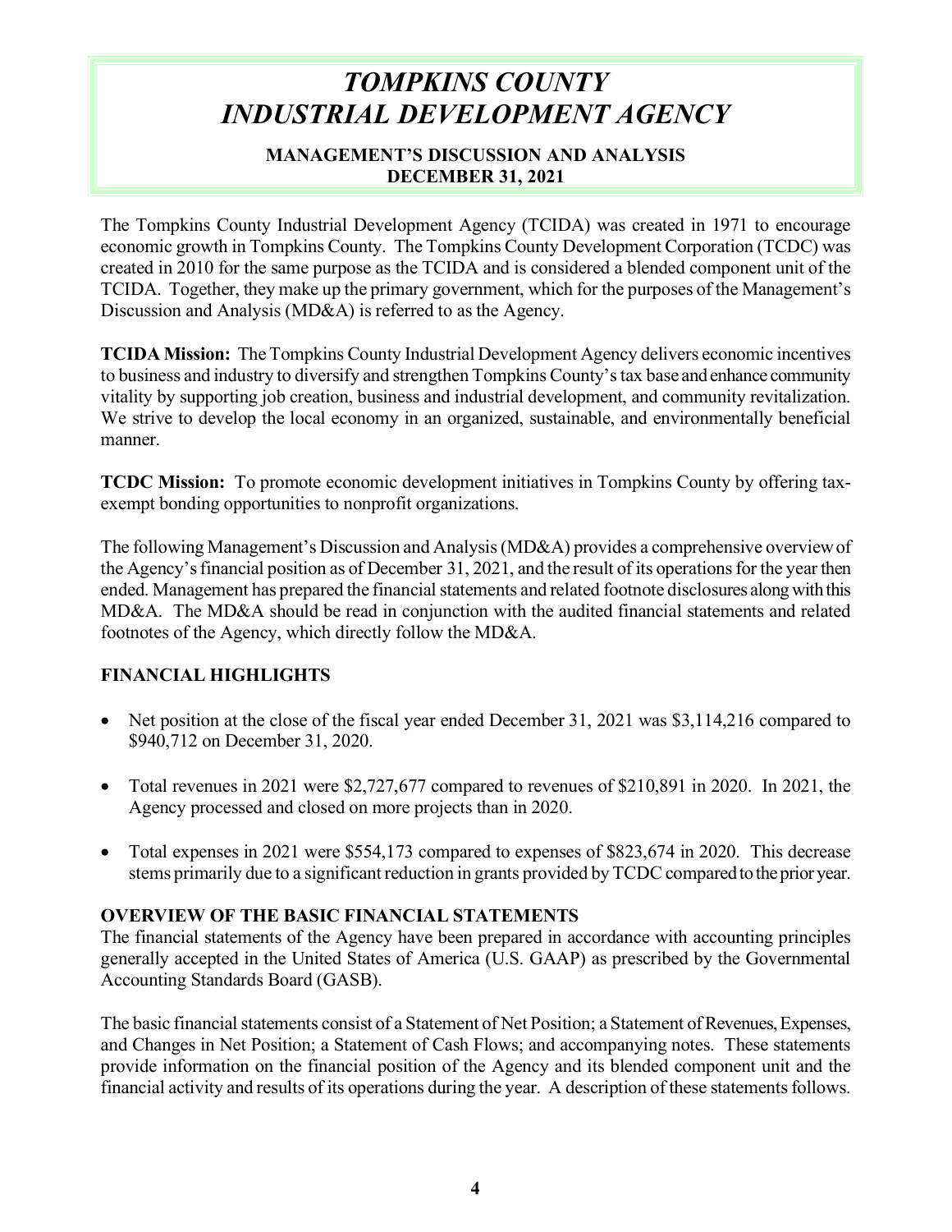# *TOMPKINS COUNTY INDUSTRIAL DEVELOPMENT AGENCY*

## MANAGEMENT'S DISCUSSION AND ANALYSIS
## DECEMBER 31, 2021

The Tompkins County Industrial Development Agency (TCIDA) was created in 1971 to encourage economic growth in Tompkins County. The Tompkins County Development Corporation (TCDC) was created in 2010 for the same purpose as the TCIDA and is considered a blended component unit of the TCIDA. Together, they make up the primary government, which for the purposes of the Management's Discussion and Analysis (MD&A) is referred to as the Agency.

**TCIDA Mission:** The Tompkins County Industrial Development Agency delivers economic incentives to business and industry to diversify and strengthen Tompkins County's tax base and enhance community vitality by supporting job creation, business and industrial development, and community revitalization. We strive to develop the local economy in an organized, sustainable, and environmentally beneficial manner.

**TCDC Mission:** To promote economic development initiatives in Tompkins County by offering tax-exempt bonding opportunities to nonprofit organizations.

The following Management's Discussion and Analysis (MD&A) provides a comprehensive overview of the Agency's financial position as of December 31, 2021, and the result of its operations for the year then ended. Management has prepared the financial statements and related footnote disclosures along with this MD&A. The MD&A should be read in conjunction with the audited financial statements and related footnotes of the Agency, which directly follow the MD&A.

## FINANCIAL HIGHLIGHTS

- Net position at the close of the fiscal year ended December 31, 2021 was $3,114,216 compared to $940,712 on December 31, 2020.
- Total revenues in 2021 were $2,727,677 compared to revenues of $210,891 in 2020. In 2021, the Agency processed and closed on more projects than in 2020.
- Total expenses in 2021 were $554,173 compared to expenses of $823,674 in 2020. This decrease stems primarily due to a significant reduction in grants provided by TCDC compared to the prior year.

## OVERVIEW OF THE BASIC FINANCIAL STATEMENTS

The financial statements of the Agency have been prepared in accordance with accounting principles generally accepted in the United States of America (U.S. GAAP) as prescribed by the Governmental Accounting Standards Board (GASB).

The basic financial statements consist of a Statement of Net Position; a Statement of Revenues, Expenses, and Changes in Net Position; a Statement of Cash Flows; and accompanying notes. These statements provide information on the financial position of the Agency and its blended component unit and the financial activity and results of its operations during the year. A description of these statements follows.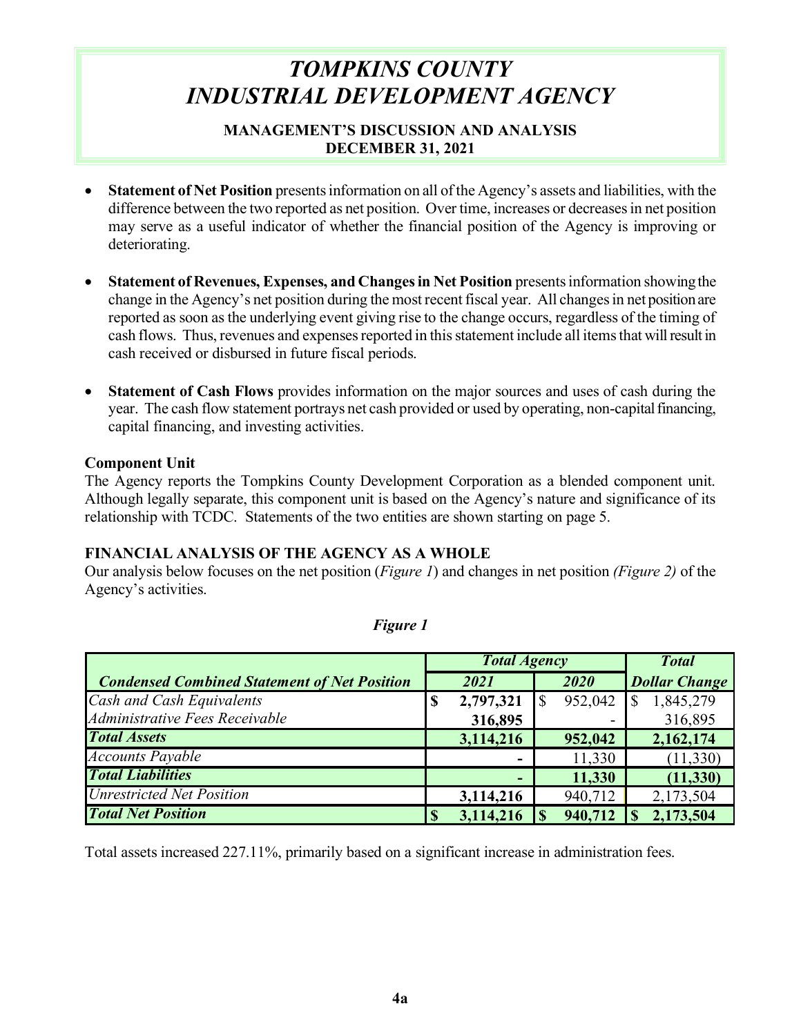# TOMPKINS COUNTY INDUSTRIAL DEVELOPMENT AGENCY

**MANAGEMENT'S DISCUSSION AND ANALYSIS**
**DECEMBER 31, 2021**

- **Statement of Net Position** presents information on all of the Agency's assets and liabilities, with the difference between the two reported as net position. Over time, increases or decreases in net position may serve as a useful indicator of whether the financial position of the Agency is improving or deteriorating.

- **Statement of Revenues, Expenses, and Changes in Net Position** presents information showing the change in the Agency's net position during the most recent fiscal year. All changes in net position are reported as soon as the underlying event giving rise to the change occurs, regardless of the timing of cash flows. Thus, revenues and expenses reported in this statement include all items that will result in cash received or disbursed in future fiscal periods.

- **Statement of Cash Flows** provides information on the major sources and uses of cash during the year. The cash flow statement portrays net cash provided or used by operating, non-capital financing, capital financing, and investing activities.

**Component Unit**
The Agency reports the Tompkins County Development Corporation as a blended component unit. Although legally separate, this component unit is based on the Agency's nature and significance of its relationship with TCDC. Statements of the two entities are shown starting on page 5.

**FINANCIAL ANALYSIS OF THE AGENCY AS A WHOLE**
Our analysis below focuses on the net position (*Figure 1*) and changes in net position *(Figure 2)* of the Agency's activities.

***Figure 1***

| | *Total Agency* | | *Total* |
|---|---|---|---|
| ***Condensed Combined Statement of Net Position*** | ***2021*** | ***2020*** | ***Dollar Change*** |
| *Cash and Cash Equivalents* | **$ 2,797,321** | $ 952,042 | $ 1,845,279 |
| *Administrative Fees Receivable* | **316,895** | - | 316,895 |
| ***Total Assets*** | **3,114,216** | **952,042** | **2,162,174** |
| *Accounts Payable* | **-** | 11,330 | (11,330) |
| ***Total Liabilities*** | **-** | **11,330** | **(11,330)** |
| *Unrestricted Net Position* | **3,114,216** | 940,712 | 2,173,504 |
| ***Total Net Position*** | **$ 3,114,216** | **$ 940,712** | **$ 2,173,504** |

Total assets increased 227.11%, primarily based on a significant increase in administration fees.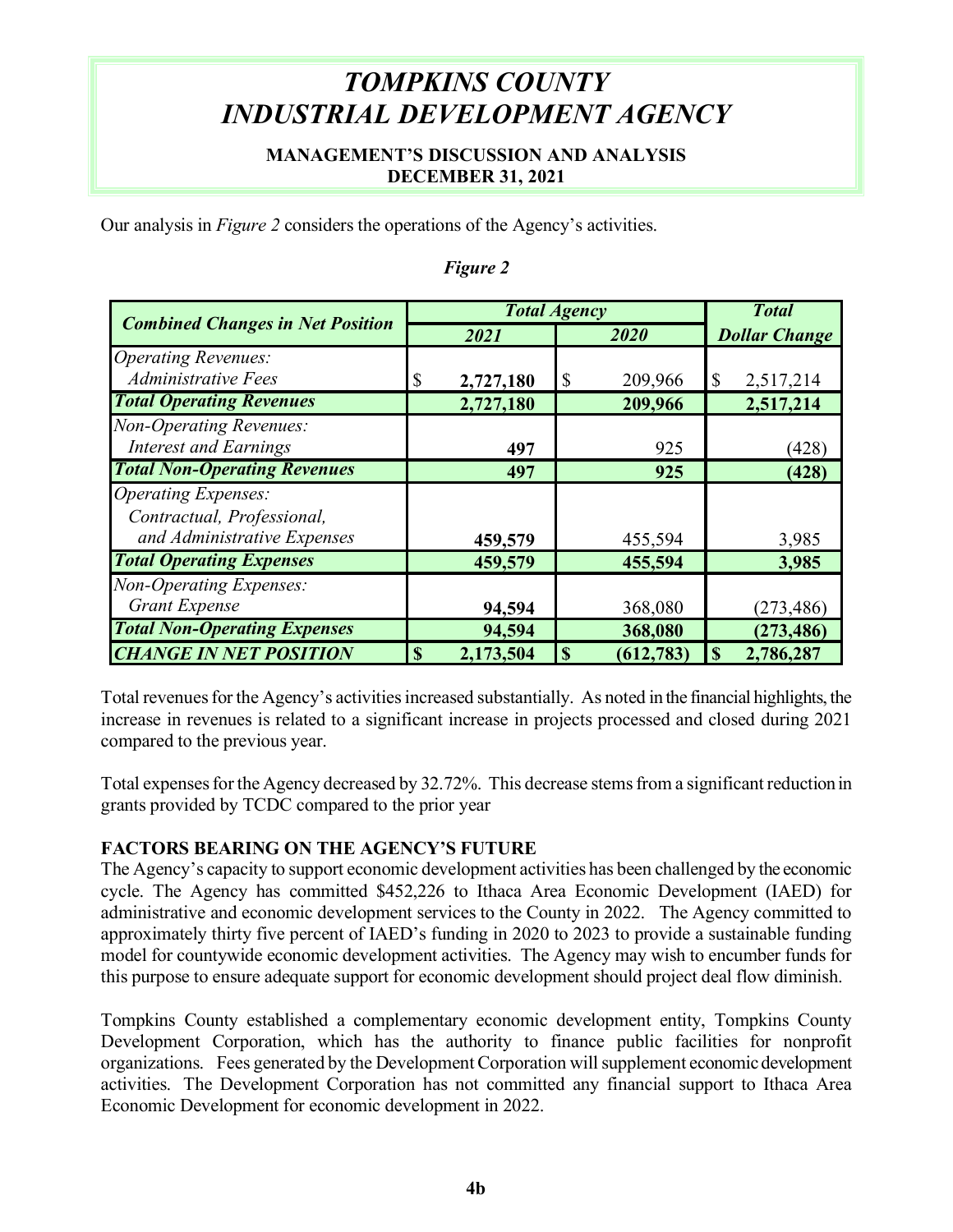# TOMPKINS COUNTY INDUSTRIAL DEVELOPMENT AGENCY

## MANAGEMENT'S DISCUSSION AND ANALYSIS
## DECEMBER 31, 2021

Our analysis in *Figure 2* considers the operations of the Agency's activities.

*Figure 2*

| Combined Changes in Net Position | Total Agency | | Total |
|---|---|---|---|
| | 2021 | 2020 | Dollar Change |
| *Operating Revenues:* | | | |
| *Administrative Fees* | $ 2,727,180 | $ 209,966 | $ 2,517,214 |
| **Total Operating Revenues** | **2,727,180** | **209,966** | **2,517,214** |
| *Non-Operating Revenues:* | | | |
| *Interest and Earnings* | 497 | 925 | (428) |
| **Total Non-Operating Revenues** | **497** | **925** | **(428)** |
| *Operating Expenses:* | | | |
| *Contractual, Professional, and Administrative Expenses* | 459,579 | 455,594 | 3,985 |
| **Total Operating Expenses** | **459,579** | **455,594** | **3,985** |
| *Non-Operating Expenses:* | | | |
| *Grant Expense* | 94,594 | 368,080 | (273,486) |
| **Total Non-Operating Expenses** | **94,594** | **368,080** | **(273,486)** |
| **CHANGE IN NET POSITION** | **$ 2,173,504** | **$ (612,783)** | **$ 2,786,287** |

Total revenues for the Agency's activities increased substantially. As noted in the financial highlights, the increase in revenues is related to a significant increase in projects processed and closed during 2021 compared to the previous year.

Total expenses for the Agency decreased by 32.72%. This decrease stems from a significant reduction in grants provided by TCDC compared to the prior year

**FACTORS BEARING ON THE AGENCY'S FUTURE**

The Agency's capacity to support economic development activities has been challenged by the economic cycle. The Agency has committed $452,226 to Ithaca Area Economic Development (IAED) for administrative and economic development services to the County in 2022. The Agency committed to approximately thirty five percent of IAED's funding in 2020 to 2023 to provide a sustainable funding model for countywide economic development activities. The Agency may wish to encumber funds for this purpose to ensure adequate support for economic development should project deal flow diminish.

Tompkins County established a complementary economic development entity, Tompkins County Development Corporation, which has the authority to finance public facilities for nonprofit organizations. Fees generated by the Development Corporation will supplement economic development activities. The Development Corporation has not committed any financial support to Ithaca Area Economic Development for economic development in 2022.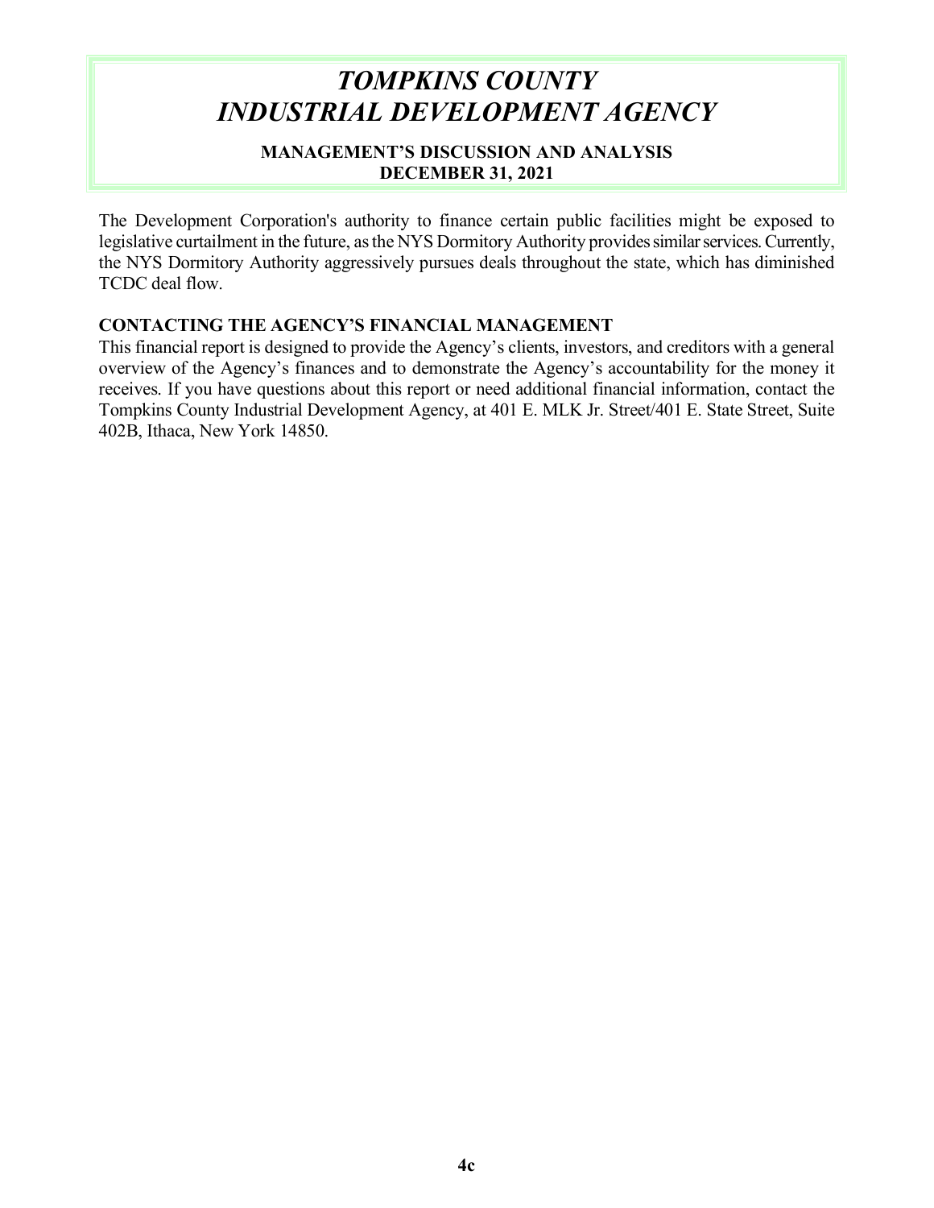The Development Corporation's authority to finance certain public facilities might be exposed to legislative curtailment in the future, as the NYS Dormitory Authority provides similar services. Currently, the NYS Dormitory Authority aggressively pursues deals throughout the state, which has diminished TCDC deal flow.

**CONTACTING THE AGENCY'S FINANCIAL MANAGEMENT**

This financial report is designed to provide the Agency's clients, investors, and creditors with a general overview of the Agency's finances and to demonstrate the Agency's accountability for the money it receives. If you have questions about this report or need additional financial information, contact the Tompkins County Industrial Development Agency, at 401 E. MLK Jr. Street/401 E. State Street, Suite 402B, Ithaca, New York 14850.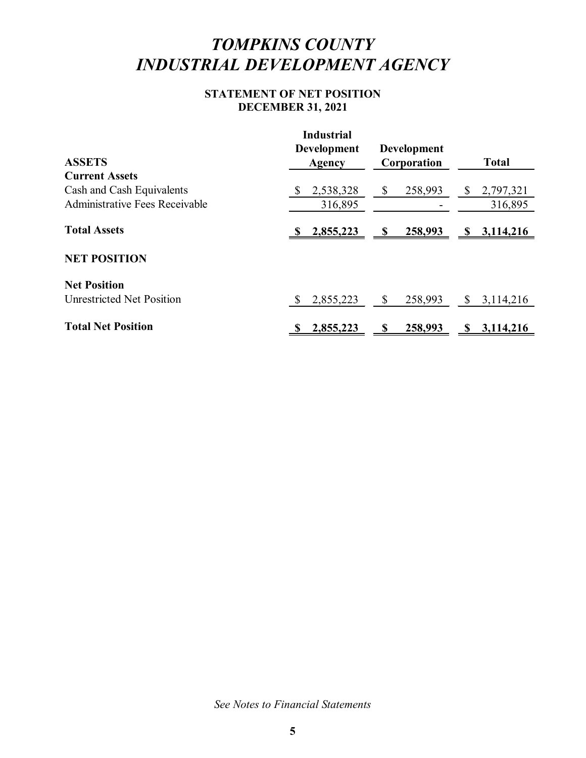# *TOMPKINS COUNTY*
# *INDUSTRIAL DEVELOPMENT AGENCY*

## STATEMENT OF NET POSITION
## DECEMBER 31, 2021

| ASSETS | Industrial Development Agency | Development Corporation | Total |
|---|---|---|---|
| **Current Assets** | | | |
| Cash and Cash Equivalents | $ 2,538,328 | $ 258,993 | $ 2,797,321 |
| Administrative Fees Receivable | 316,895 | - | 316,895 |
| **Total Assets** | **$ 2,855,223** | **$ 258,993** | **$ 3,114,216** |
| **NET POSITION** | | | |
| **Net Position** | | | |
| Unrestricted Net Position | $ 2,855,223 | $ 258,993 | $ 3,114,216 |
| **Total Net Position** | **$ 2,855,223** | **$ 258,993** | **$ 3,114,216** |

*See Notes to Financial Statements*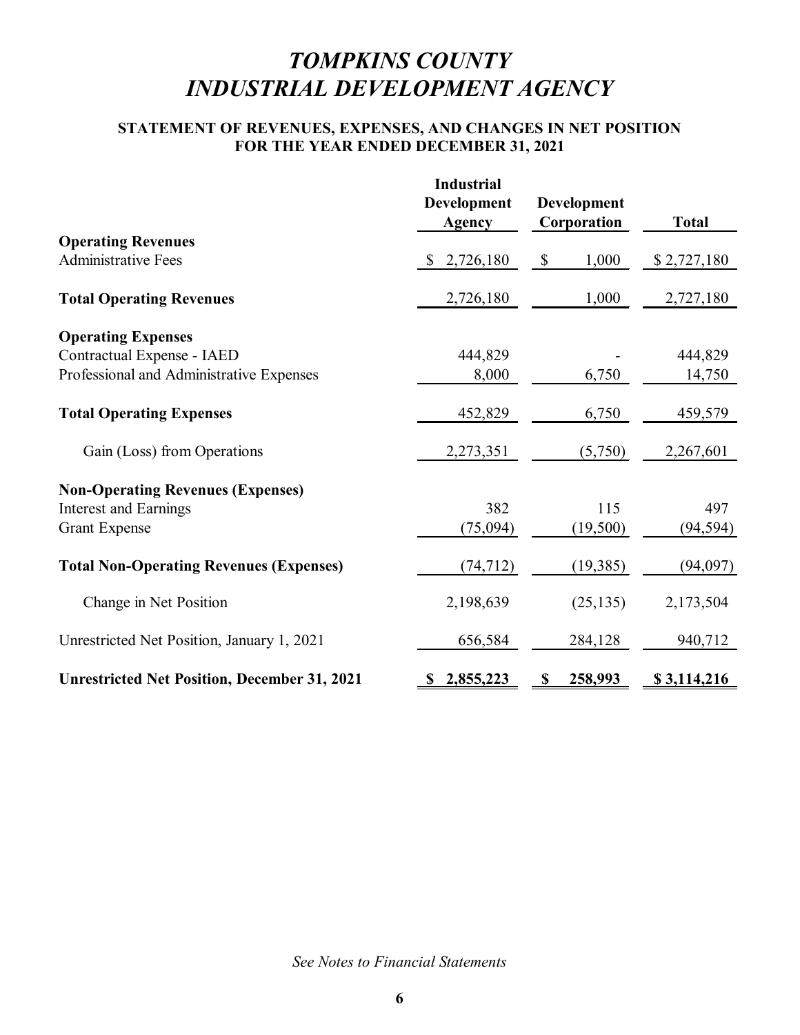# *TOMPKINS COUNTY*
# *INDUSTRIAL DEVELOPMENT AGENCY*

## STATEMENT OF REVENUES, EXPENSES, AND CHANGES IN NET POSITION
## FOR THE YEAR ENDED DECEMBER 31, 2021

| | Industrial Development Agency | Development Corporation | Total |
|---|---|---|---|
| **Operating Revenues** | | | |
| Administrative Fees | $ 2,726,180 | $ 1,000 | $ 2,727,180 |
| **Total Operating Revenues** | 2,726,180 | 1,000 | 2,727,180 |
| **Operating Expenses** | | | |
| Contractual Expense - IAED | 444,829 | - | 444,829 |
| Professional and Administrative Expenses | 8,000 | 6,750 | 14,750 |
| **Total Operating Expenses** | 452,829 | 6,750 | 459,579 |
| Gain (Loss) from Operations | 2,273,351 | (5,750) | 2,267,601 |
| **Non-Operating Revenues (Expenses)** | | | |
| Interest and Earnings | 382 | 115 | 497 |
| Grant Expense | (75,094) | (19,500) | (94,594) |
| **Total Non-Operating Revenues (Expenses)** | (74,712) | (19,385) | (94,097) |
| Change in Net Position | 2,198,639 | (25,135) | 2,173,504 |
| Unrestricted Net Position, January 1, 2021 | 656,584 | 284,128 | 940,712 |
| **Unrestricted Net Position, December 31, 2021** | **$ 2,855,223** | **$ 258,993** | **$ 3,114,216** |

*See Notes to Financial Statements*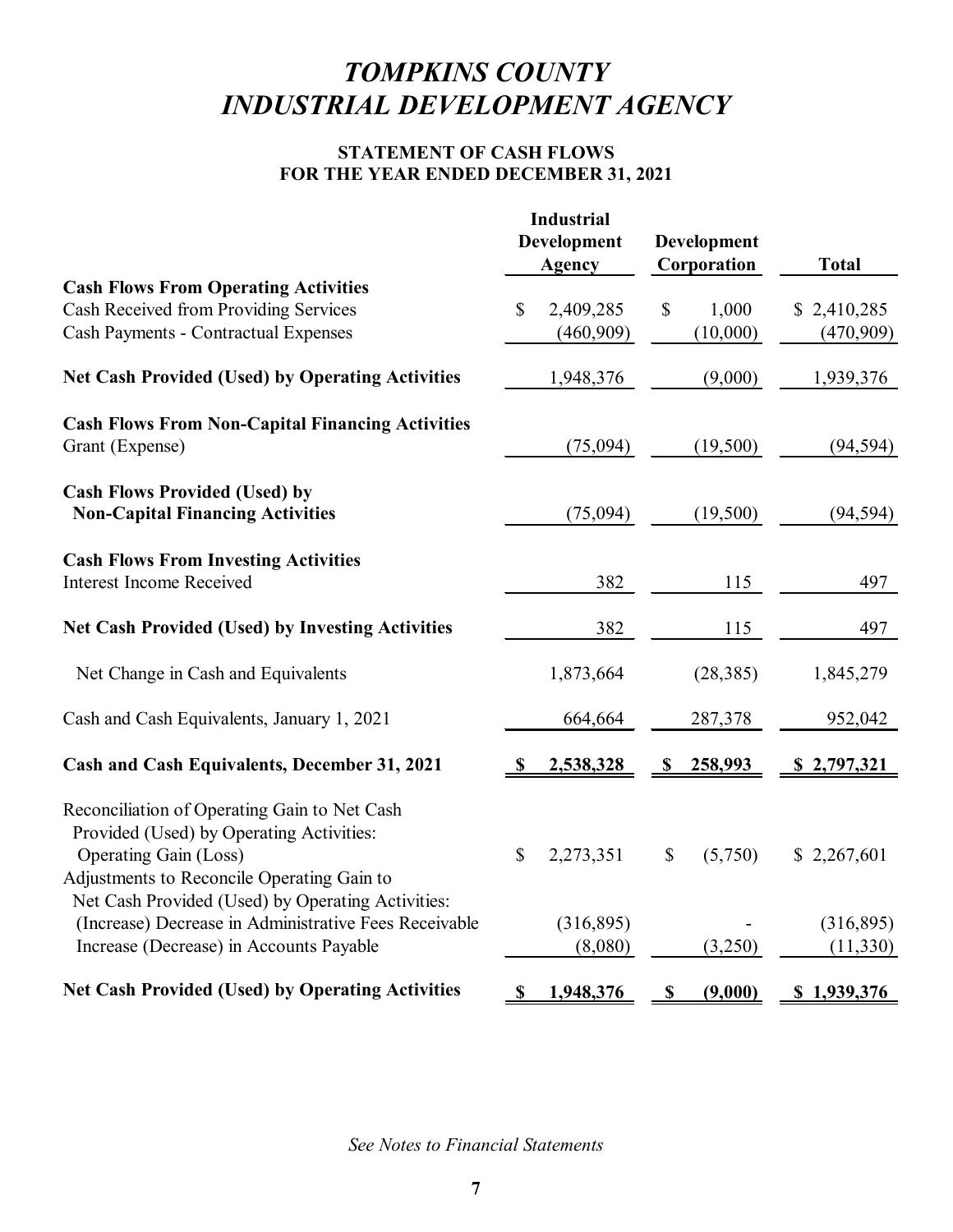# *TOMPKINS COUNTY INDUSTRIAL DEVELOPMENT AGENCY*

**STATEMENT OF CASH FLOWS**
**FOR THE YEAR ENDED DECEMBER 31, 2021**

| | Industrial Development Agency | Development Corporation | Total |
|---|---|---|---|
| **Cash Flows From Operating Activities** | | | |
| Cash Received from Providing Services | $ 2,409,285 | $ 1,000 | $ 2,410,285 |
| Cash Payments - Contractual Expenses | (460,909) | (10,000) | (470,909) |
| **Net Cash Provided (Used) by Operating Activities** | 1,948,376 | (9,000) | 1,939,376 |
| **Cash Flows From Non-Capital Financing Activities** | | | |
| Grant (Expense) | (75,094) | (19,500) | (94,594) |
| **Cash Flows Provided (Used) by Non-Capital Financing Activities** | (75,094) | (19,500) | (94,594) |
| **Cash Flows From Investing Activities** | | | |
| Interest Income Received | 382 | 115 | 497 |
| **Net Cash Provided (Used) by Investing Activities** | 382 | 115 | 497 |
| Net Change in Cash and Equivalents | 1,873,664 | (28,385) | 1,845,279 |
| Cash and Cash Equivalents, January 1, 2021 | 664,664 | 287,378 | 952,042 |
| **Cash and Cash Equivalents, December 31, 2021** | **$ 2,538,328** | **$ 258,993** | **$ 2,797,321** |
| Reconciliation of Operating Gain to Net Cash Provided (Used) by Operating Activities: | | | |
| Operating Gain (Loss) | $ 2,273,351 | $ (5,750) | $ 2,267,601 |
| Adjustments to Reconcile Operating Gain to Net Cash Provided (Used) by Operating Activities: | | | |
| (Increase) Decrease in Administrative Fees Receivable | (316,895) | - | (316,895) |
| Increase (Decrease) in Accounts Payable | (8,080) | (3,250) | (11,330) |
| **Net Cash Provided (Used) by Operating Activities** | **$ 1,948,376** | **$ (9,000)** | **$ 1,939,376** |

*See Notes to Financial Statements*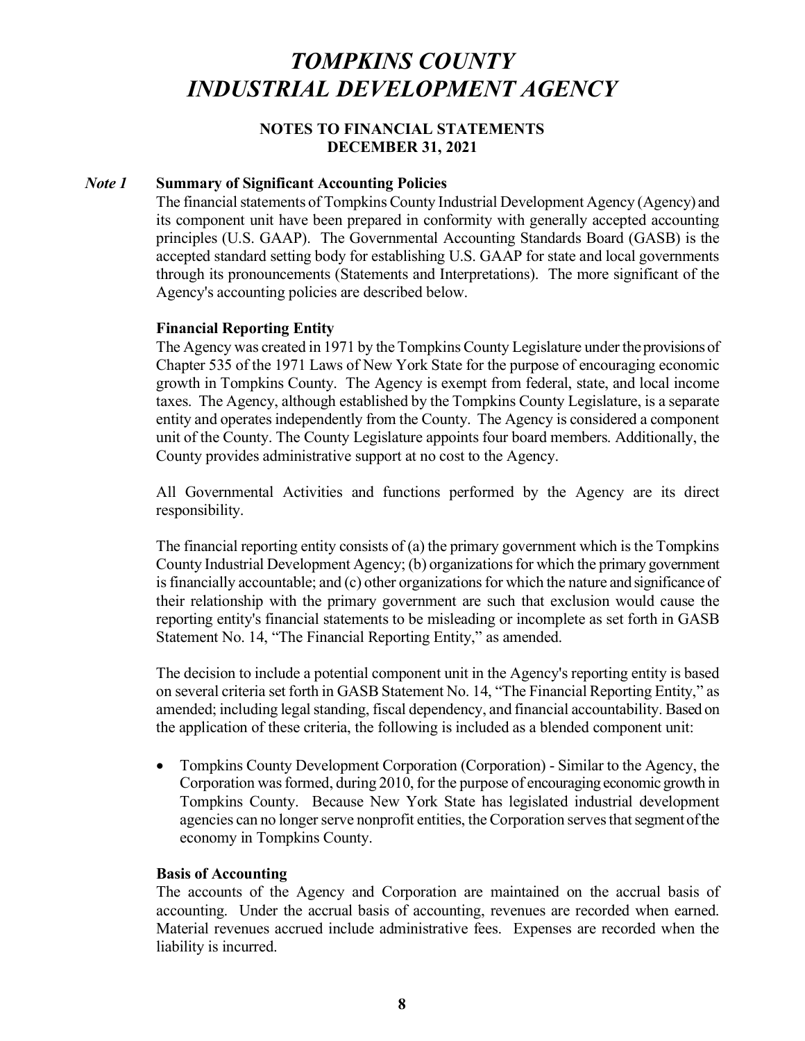# *TOMPKINS COUNTY INDUSTRIAL DEVELOPMENT AGENCY*

**NOTES TO FINANCIAL STATEMENTS**
**DECEMBER 31, 2021**

## *Note 1* Summary of Significant Accounting Policies

The financial statements of Tompkins County Industrial Development Agency (Agency) and its component unit have been prepared in conformity with generally accepted accounting principles (U.S. GAAP). The Governmental Accounting Standards Board (GASB) is the accepted standard setting body for establishing U.S. GAAP for state and local governments through its pronouncements (Statements and Interpretations). The more significant of the Agency's accounting policies are described below.

### Financial Reporting Entity

The Agency was created in 1971 by the Tompkins County Legislature under the provisions of Chapter 535 of the 1971 Laws of New York State for the purpose of encouraging economic growth in Tompkins County. The Agency is exempt from federal, state, and local income taxes. The Agency, although established by the Tompkins County Legislature, is a separate entity and operates independently from the County. The Agency is considered a component unit of the County. The County Legislature appoints four board members. Additionally, the County provides administrative support at no cost to the Agency.

All Governmental Activities and functions performed by the Agency are its direct responsibility.

The financial reporting entity consists of (a) the primary government which is the Tompkins County Industrial Development Agency; (b) organizations for which the primary government is financially accountable; and (c) other organizations for which the nature and significance of their relationship with the primary government are such that exclusion would cause the reporting entity's financial statements to be misleading or incomplete as set forth in GASB Statement No. 14, "The Financial Reporting Entity," as amended.

The decision to include a potential component unit in the Agency's reporting entity is based on several criteria set forth in GASB Statement No. 14, "The Financial Reporting Entity," as amended; including legal standing, fiscal dependency, and financial accountability. Based on the application of these criteria, the following is included as a blended component unit:

- Tompkins County Development Corporation (Corporation) - Similar to the Agency, the Corporation was formed, during 2010, for the purpose of encouraging economic growth in Tompkins County. Because New York State has legislated industrial development agencies can no longer serve nonprofit entities, the Corporation serves that segment of the economy in Tompkins County.

### Basis of Accounting

The accounts of the Agency and Corporation are maintained on the accrual basis of accounting. Under the accrual basis of accounting, revenues are recorded when earned. Material revenues accrued include administrative fees. Expenses are recorded when the liability is incurred.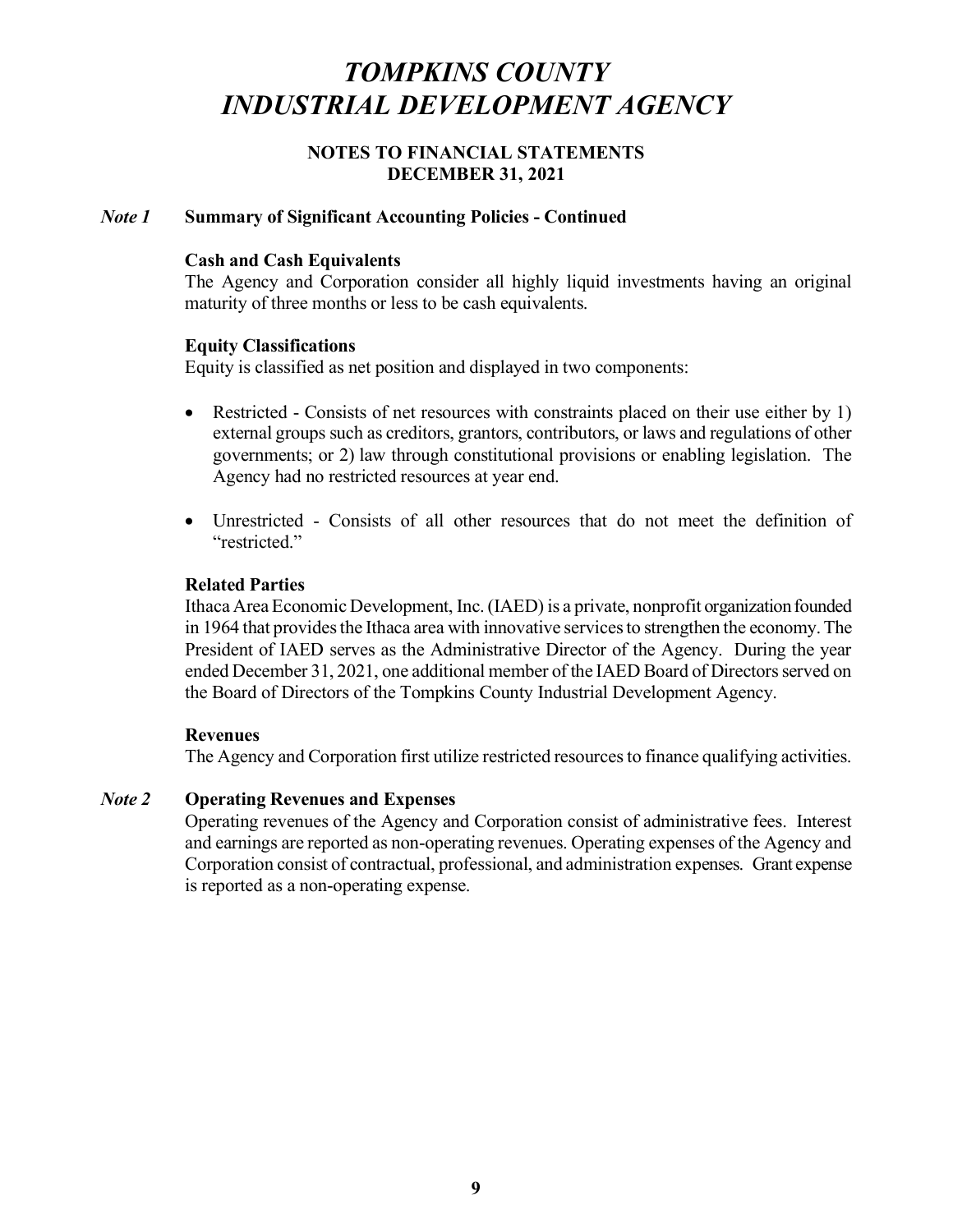# *TOMPKINS COUNTY INDUSTRIAL DEVELOPMENT AGENCY*

**NOTES TO FINANCIAL STATEMENTS**
**DECEMBER 31, 2021**

## *Note 1* Summary of Significant Accounting Policies - Continued

### Cash and Cash Equivalents

The Agency and Corporation consider all highly liquid investments having an original maturity of three months or less to be cash equivalents.

### Equity Classifications

Equity is classified as net position and displayed in two components:

- Restricted - Consists of net resources with constraints placed on their use either by 1) external groups such as creditors, grantors, contributors, or laws and regulations of other governments; or 2) law through constitutional provisions or enabling legislation. The Agency had no restricted resources at year end.
- Unrestricted - Consists of all other resources that do not meet the definition of "restricted."

### Related Parties

Ithaca Area Economic Development, Inc. (IAED) is a private, nonprofit organization founded in 1964 that provides the Ithaca area with innovative services to strengthen the economy. The President of IAED serves as the Administrative Director of the Agency. During the year ended December 31, 2021, one additional member of the IAED Board of Directors served on the Board of Directors of the Tompkins County Industrial Development Agency.

### Revenues

The Agency and Corporation first utilize restricted resources to finance qualifying activities.

## *Note 2* Operating Revenues and Expenses

Operating revenues of the Agency and Corporation consist of administrative fees. Interest and earnings are reported as non-operating revenues. Operating expenses of the Agency and Corporation consist of contractual, professional, and administration expenses. Grant expense is reported as a non-operating expense.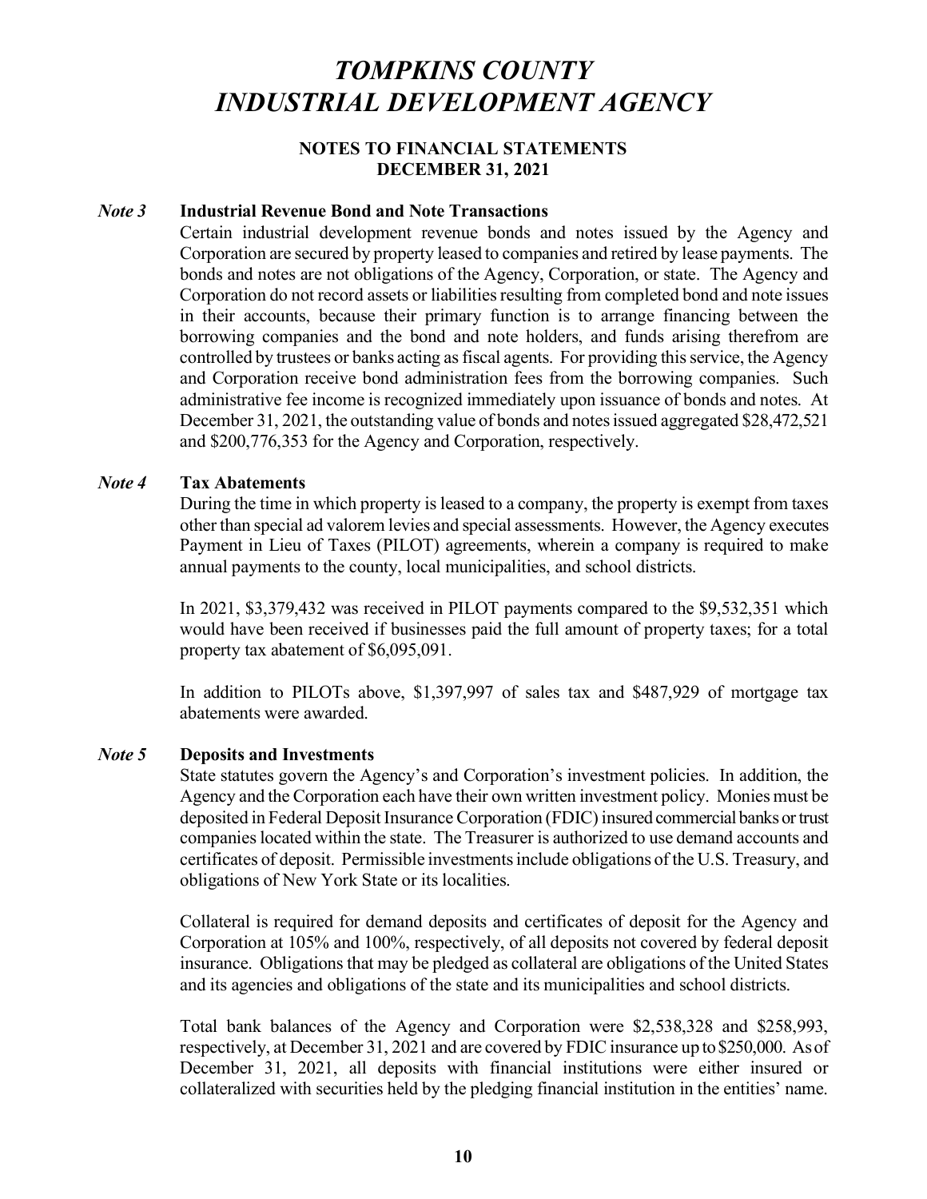# TOMPKINS COUNTY INDUSTRIAL DEVELOPMENT AGENCY

**NOTES TO FINANCIAL STATEMENTS**
**DECEMBER 31, 2021**

### *Note 3* Industrial Revenue Bond and Note Transactions

Certain industrial development revenue bonds and notes issued by the Agency and Corporation are secured by property leased to companies and retired by lease payments. The bonds and notes are not obligations of the Agency, Corporation, or state. The Agency and Corporation do not record assets or liabilities resulting from completed bond and note issues in their accounts, because their primary function is to arrange financing between the borrowing companies and the bond and note holders, and funds arising therefrom are controlled by trustees or banks acting as fiscal agents. For providing this service, the Agency and Corporation receive bond administration fees from the borrowing companies. Such administrative fee income is recognized immediately upon issuance of bonds and notes. At December 31, 2021, the outstanding value of bonds and notes issued aggregated $28,472,521 and $200,776,353 for the Agency and Corporation, respectively.

### *Note 4* Tax Abatements

During the time in which property is leased to a company, the property is exempt from taxes other than special ad valorem levies and special assessments. However, the Agency executes Payment in Lieu of Taxes (PILOT) agreements, wherein a company is required to make annual payments to the county, local municipalities, and school districts.

In 2021, $3,379,432 was received in PILOT payments compared to the $9,532,351 which would have been received if businesses paid the full amount of property taxes; for a total property tax abatement of $6,095,091.

In addition to PILOTs above, $1,397,997 of sales tax and $487,929 of mortgage tax abatements were awarded.

### *Note 5* Deposits and Investments

State statutes govern the Agency's and Corporation's investment policies. In addition, the Agency and the Corporation each have their own written investment policy. Monies must be deposited in Federal Deposit Insurance Corporation (FDIC) insured commercial banks or trust companies located within the state. The Treasurer is authorized to use demand accounts and certificates of deposit. Permissible investments include obligations of the U.S. Treasury, and obligations of New York State or its localities.

Collateral is required for demand deposits and certificates of deposit for the Agency and Corporation at 105% and 100%, respectively, of all deposits not covered by federal deposit insurance. Obligations that may be pledged as collateral are obligations of the United States and its agencies and obligations of the state and its municipalities and school districts.

Total bank balances of the Agency and Corporation were $2,538,328 and $258,993, respectively, at December 31, 2021 and are covered by FDIC insurance up to $250,000. As of December 31, 2021, all deposits with financial institutions were either insured or collateralized with securities held by the pledging financial institution in the entities' name.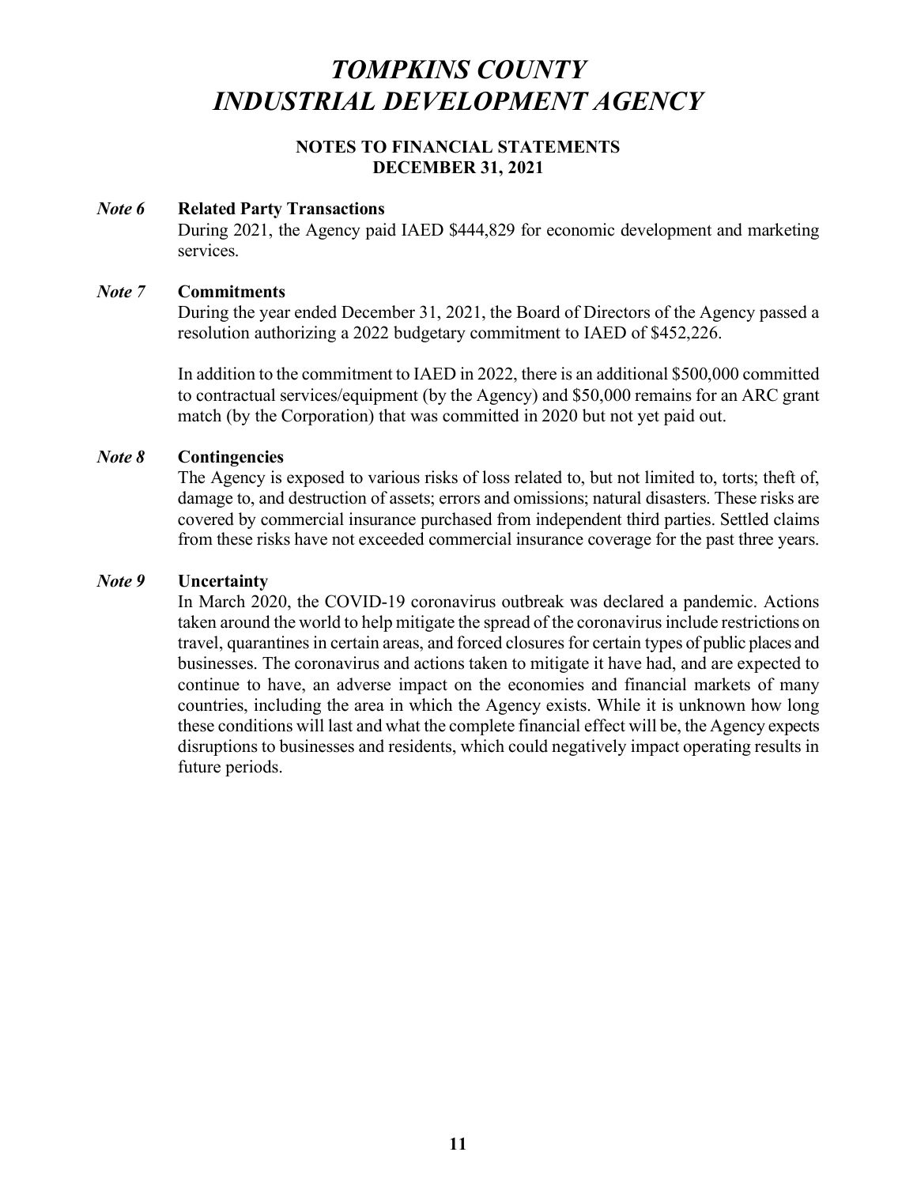# *TOMPKINS COUNTY INDUSTRIAL DEVELOPMENT AGENCY*

**NOTES TO FINANCIAL STATEMENTS**
**DECEMBER 31, 2021**

***Note 6*** **Related Party Transactions**

During 2021, the Agency paid IAED $444,829 for economic development and marketing services.

***Note 7*** **Commitments**

During the year ended December 31, 2021, the Board of Directors of the Agency passed a resolution authorizing a 2022 budgetary commitment to IAED of $452,226.

In addition to the commitment to IAED in 2022, there is an additional $500,000 committed to contractual services/equipment (by the Agency) and $50,000 remains for an ARC grant match (by the Corporation) that was committed in 2020 but not yet paid out.

***Note 8*** **Contingencies**

The Agency is exposed to various risks of loss related to, but not limited to, torts; theft of, damage to, and destruction of assets; errors and omissions; natural disasters. These risks are covered by commercial insurance purchased from independent third parties. Settled claims from these risks have not exceeded commercial insurance coverage for the past three years.

***Note 9*** **Uncertainty**

In March 2020, the COVID-19 coronavirus outbreak was declared a pandemic. Actions taken around the world to help mitigate the spread of the coronavirus include restrictions on travel, quarantines in certain areas, and forced closures for certain types of public places and businesses. The coronavirus and actions taken to mitigate it have had, and are expected to continue to have, an adverse impact on the economies and financial markets of many countries, including the area in which the Agency exists. While it is unknown how long these conditions will last and what the complete financial effect will be, the Agency expects disruptions to businesses and residents, which could negatively impact operating results in future periods.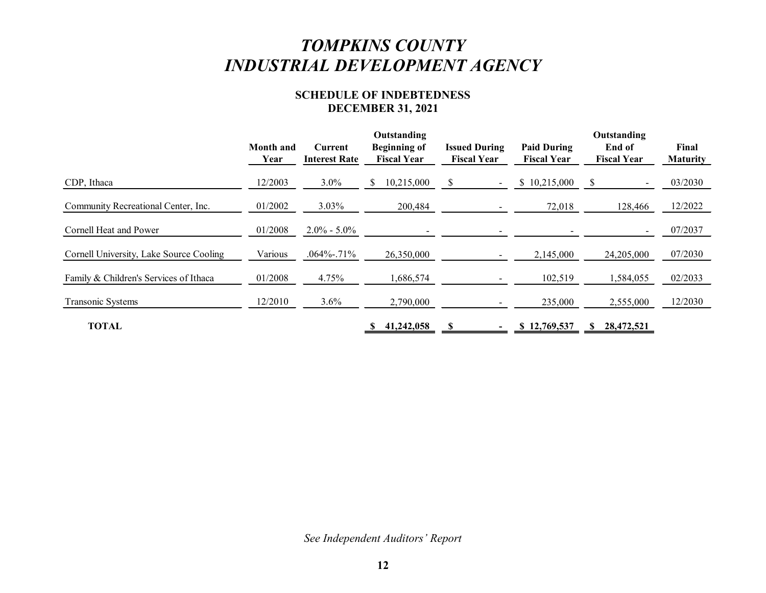# *TOMPKINS COUNTY*
# *INDUSTRIAL DEVELOPMENT AGENCY*

## SCHEDULE OF INDEBTEDNESS
## DECEMBER 31, 2021

| | Month and Year | Current Interest Rate | Outstanding Beginning of Fiscal Year | Issued During Fiscal Year | Paid During Fiscal Year | Outstanding End of Fiscal Year | Final Maturity |
|---|---|---|---|---|---|---|---|
| CDP, Ithaca | 12/2003 | 3.0% | $ 10,215,000 | $ - | $ 10,215,000 | $ - | 03/2030 |
| Community Recreational Center, Inc. | 01/2002 | 3.03% | 200,484 | - | 72,018 | 128,466 | 12/2022 |
| Cornell Heat and Power | 01/2008 | 2.0% - 5.0% | - | - | - | - | 07/2037 |
| Cornell University, Lake Source Cooling | Various | .064%-.71% | 26,350,000 | - | 2,145,000 | 24,205,000 | 07/2030 |
| Family & Children's Services of Ithaca | 01/2008 | 4.75% | 1,686,574 | - | 102,519 | 1,584,055 | 02/2033 |
| Transonic Systems | 12/2010 | 3.6% | 2,790,000 | - | 235,000 | 2,555,000 | 12/2030 |
| **TOTAL** | | | **$ 41,242,058** | **$ -** | **$ 12,769,537** | **$ 28,472,521** | |

*See Independent Auditors' Report*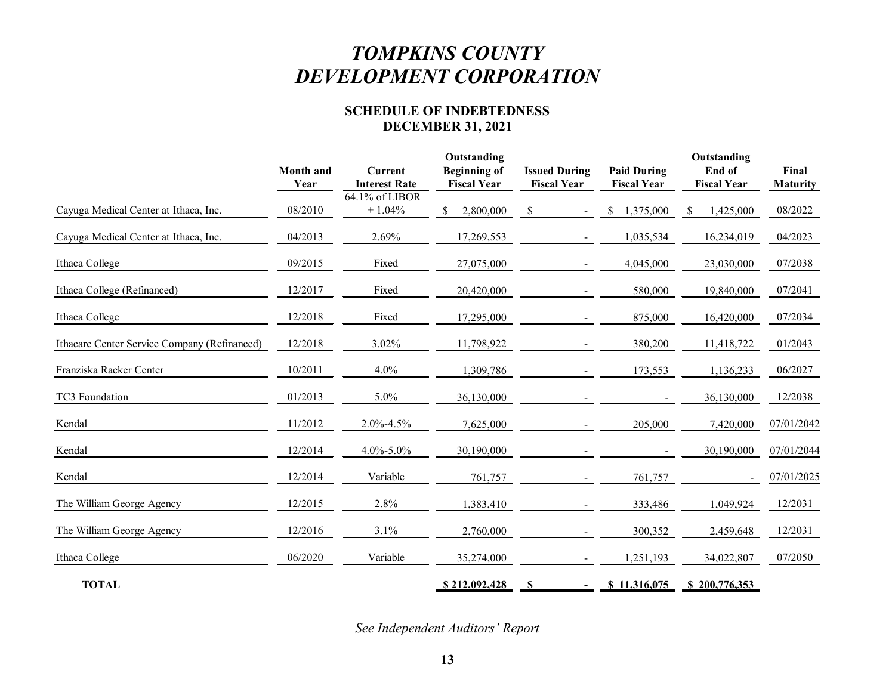# *TOMPKINS COUNTY DEVELOPMENT CORPORATION*

## SCHEDULE OF INDEBTEDNESS
## DECEMBER 31, 2021

| | Month and Year | Current Interest Rate | Outstanding Beginning of Fiscal Year | Issued During Fiscal Year | Paid During Fiscal Year | Outstanding End of Fiscal Year | Final Maturity |
|---|---|---|---|---|---|---|---|
| Cayuga Medical Center at Ithaca, Inc. | 08/2010 | 64.1% of LIBOR + 1.04% | $ 2,800,000 | $ - | $ 1,375,000 | $ 1,425,000 | 08/2022 |
| Cayuga Medical Center at Ithaca, Inc. | 04/2013 | 2.69% | 17,269,553 | - | 1,035,534 | 16,234,019 | 04/2023 |
| Ithaca College | 09/2015 | Fixed | 27,075,000 | - | 4,045,000 | 23,030,000 | 07/2038 |
| Ithaca College (Refinanced) | 12/2017 | Fixed | 20,420,000 | - | 580,000 | 19,840,000 | 07/2041 |
| Ithaca College | 12/2018 | Fixed | 17,295,000 | - | 875,000 | 16,420,000 | 07/2034 |
| Ithacare Center Service Company (Refinanced) | 12/2018 | 3.02% | 11,798,922 | - | 380,200 | 11,418,722 | 01/2043 |
| Franziska Racker Center | 10/2011 | 4.0% | 1,309,786 | - | 173,553 | 1,136,233 | 06/2027 |
| TC3 Foundation | 01/2013 | 5.0% | 36,130,000 | - | - | 36,130,000 | 12/2038 |
| Kendal | 11/2012 | 2.0%-4.5% | 7,625,000 | - | 205,000 | 7,420,000 | 07/01/2042 |
| Kendal | 12/2014 | 4.0%-5.0% | 30,190,000 | - | - | 30,190,000 | 07/01/2044 |
| Kendal | 12/2014 | Variable | 761,757 | - | 761,757 | - | 07/01/2025 |
| The William George Agency | 12/2015 | 2.8% | 1,383,410 | - | 333,486 | 1,049,924 | 12/2031 |
| The William George Agency | 12/2016 | 3.1% | 2,760,000 | - | 300,352 | 2,459,648 | 12/2031 |
| Ithaca College | 06/2020 | Variable | 35,274,000 | - | 1,251,193 | 34,022,807 | 07/2050 |
| **TOTAL** | | | **$ 212,092,428** | **$ -** | **$ 11,316,075** | **$ 200,776,353** | |

*See Independent Auditors' Report*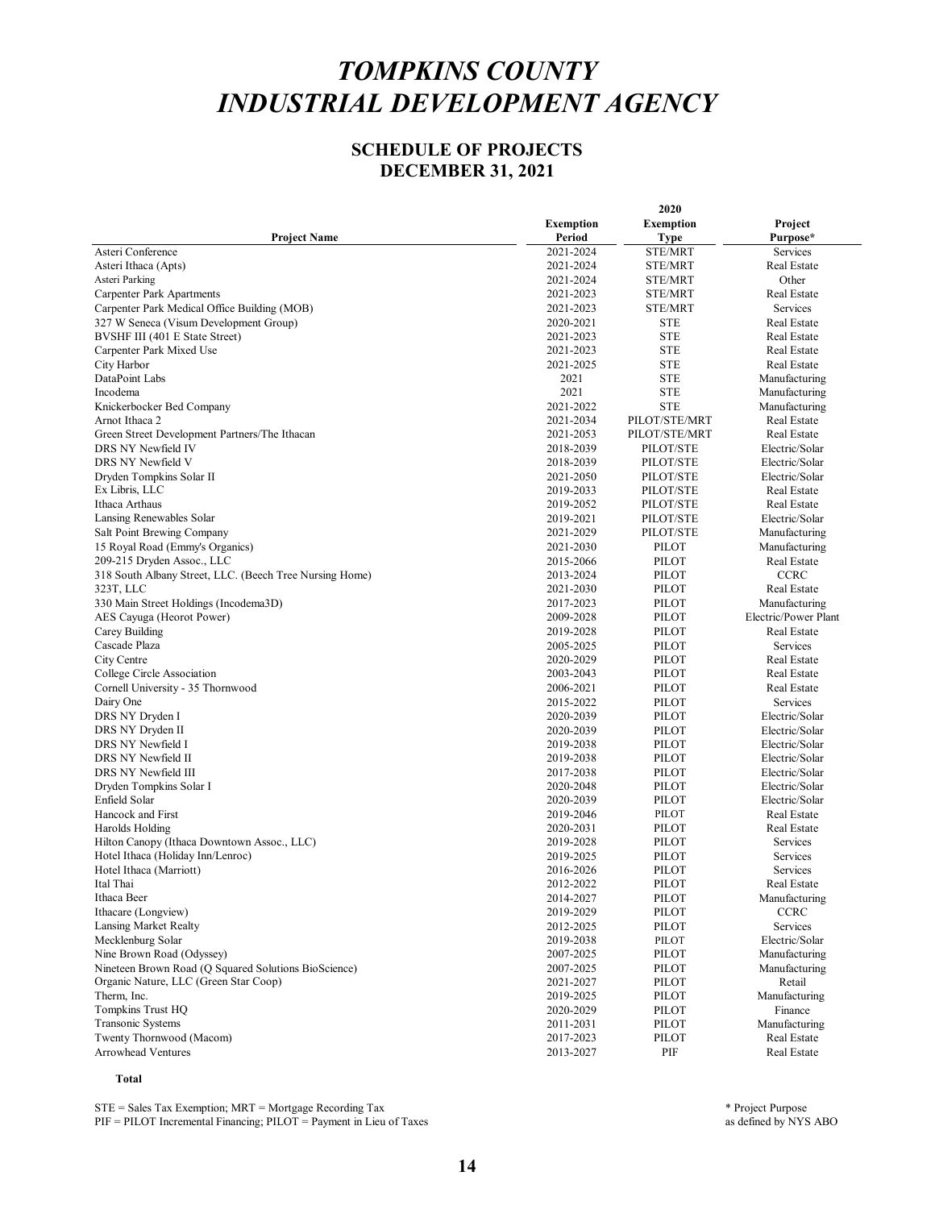# *TOMPKINS COUNTY INDUSTRIAL DEVELOPMENT AGENCY*

## SCHEDULE OF PROJECTS
## DECEMBER 31, 2021

| Project Name | Exemption Period | 2020 Exemption Type | Project Purpose* |
|---|---|---|---|
| Asteri Conference | 2021-2024 | STE/MRT | Services |
| Asteri Ithaca (Apts) | 2021-2024 | STE/MRT | Real Estate |
| Asteri Parking | 2021-2024 | STE/MRT | Other |
| Carpenter Park Apartments | 2021-2023 | STE/MRT | Real Estate |
| Carpenter Park Medical Office Building (MOB) | 2021-2023 | STE/MRT | Services |
| 327 W Seneca (Visum Development Group) | 2020-2021 | STE | Real Estate |
| BVSHF III (401 E State Street) | 2021-2023 | STE | Real Estate |
| Carpenter Park Mixed Use | 2021-2023 | STE | Real Estate |
| City Harbor | 2021-2025 | STE | Real Estate |
| DataPoint Labs | 2021 | STE | Manufacturing |
| Incodema | 2021 | STE | Manufacturing |
| Knickerbocker Bed Company | 2021-2022 | STE | Manufacturing |
| Arnot Ithaca 2 | 2021-2034 | PILOT/STE/MRT | Real Estate |
| Green Street Development Partners/The Ithacan | 2021-2053 | PILOT/STE/MRT | Real Estate |
| DRS NY Newfield IV | 2018-2039 | PILOT/STE | Electric/Solar |
| DRS NY Newfield V | 2018-2039 | PILOT/STE | Electric/Solar |
| Dryden Tompkins Solar II | 2021-2050 | PILOT/STE | Electric/Solar |
| Ex Libris, LLC | 2019-2033 | PILOT/STE | Real Estate |
| Ithaca Arthaus | 2019-2052 | PILOT/STE | Real Estate |
| Lansing Renewables Solar | 2019-2021 | PILOT/STE | Electric/Solar |
| Salt Point Brewing Company | 2021-2029 | PILOT/STE | Manufacturing |
| 15 Royal Road (Emmy's Organics) | 2021-2030 | PILOT | Manufacturing |
| 209-215 Dryden Assoc., LLC | 2015-2066 | PILOT | Real Estate |
| 318 South Albany Street, LLC. (Beech Tree Nursing Home) | 2013-2024 | PILOT | CCRC |
| 323T, LLC | 2021-2030 | PILOT | Real Estate |
| 330 Main Street Holdings (Incodema3D) | 2017-2023 | PILOT | Manufacturing |
| AES Cayuga (Heorot Power) | 2009-2028 | PILOT | Electric/Power Plant |
| Carey Building | 2019-2028 | PILOT | Real Estate |
| Cascade Plaza | 2005-2025 | PILOT | Services |
| City Centre | 2020-2029 | PILOT | Real Estate |
| College Circle Association | 2003-2043 | PILOT | Real Estate |
| Cornell University - 35 Thornwood | 2006-2021 | PILOT | Real Estate |
| Dairy One | 2015-2022 | PILOT | Services |
| DRS NY Dryden I | 2020-2039 | PILOT | Electric/Solar |
| DRS NY Dryden II | 2020-2039 | PILOT | Electric/Solar |
| DRS NY Newfield I | 2019-2038 | PILOT | Electric/Solar |
| DRS NY Newfield II | 2019-2038 | PILOT | Electric/Solar |
| DRS NY Newfield III | 2017-2038 | PILOT | Electric/Solar |
| Dryden Tompkins Solar I | 2020-2048 | PILOT | Electric/Solar |
| Enfield Solar | 2020-2039 | PILOT | Electric/Solar |
| Hancock and First | 2019-2046 | PILOT | Real Estate |
| Harolds Holding | 2020-2031 | PILOT | Real Estate |
| Hilton Canopy (Ithaca Downtown Assoc., LLC) | 2019-2028 | PILOT | Services |
| Hotel Ithaca (Holiday Inn/Lenroc) | 2019-2025 | PILOT | Services |
| Hotel Ithaca (Marriott) | 2016-2026 | PILOT | Services |
| Ital Thai | 2012-2022 | PILOT | Real Estate |
| Ithaca Beer | 2014-2027 | PILOT | Manufacturing |
| Ithacare (Longview) | 2019-2029 | PILOT | CCRC |
| Lansing Market Realty | 2012-2025 | PILOT | Services |
| Mecklenburg Solar | 2019-2038 | PILOT | Electric/Solar |
| Nine Brown Road (Odyssey) | 2007-2025 | PILOT | Manufacturing |
| Nineteen Brown Road (Q Squared Solutions BioScience) | 2007-2025 | PILOT | Manufacturing |
| Organic Nature, LLC (Green Star Coop) | 2021-2027 | PILOT | Retail |
| Therm, Inc. | 2019-2025 | PILOT | Manufacturing |
| Tompkins Trust HQ | 2020-2029 | PILOT | Finance |
| Transonic Systems | 2011-2031 | PILOT | Manufacturing |
| Twenty Thornwood (Macom) | 2017-2023 | PILOT | Real Estate |
| Arrowhead Ventures | 2013-2027 | PIF | Real Estate |
| **Total** | | | |

STE = Sales Tax Exemption; MRT = Mortgage Recording Tax
PIF = PILOT Incremental Financing; PILOT = Payment in Lieu of Taxes

\* Project Purpose as defined by NYS ABO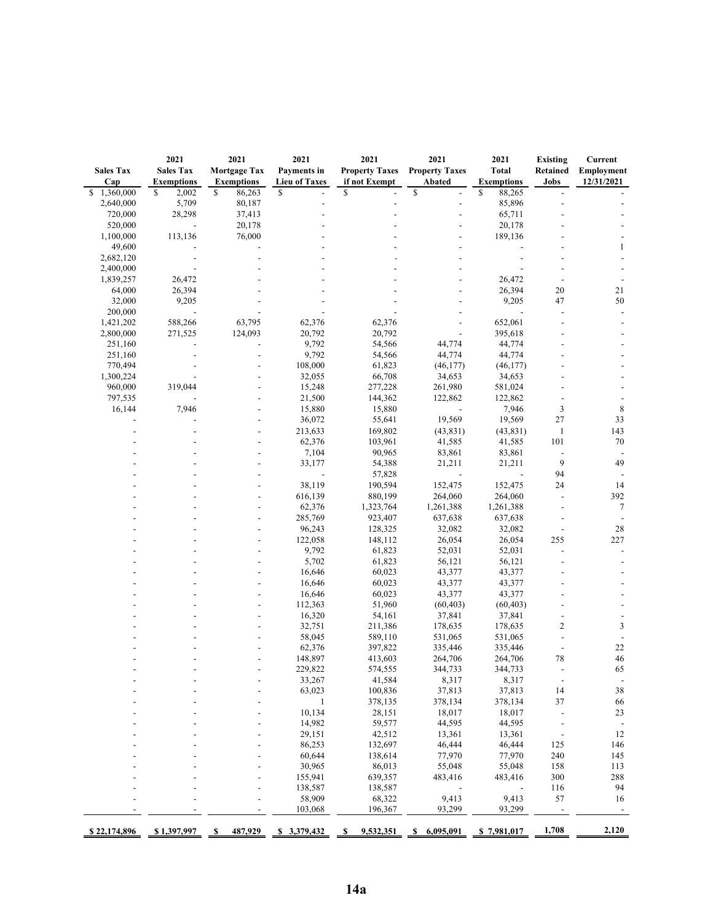| Sales Tax Cap | 2021 Sales Tax Exemptions | 2021 Mortgage Tax Exemptions | 2021 Payments in Lieu of Taxes | 2021 Property Taxes if not Exempt | 2021 Property Taxes Abated | 2021 Total Exemptions | Existing Retained Jobs | Current Employment 12/31/2021 |
|---|---|---|---|---|---|---|---|---|
| $ 1,360,000 | $ 2,002 | $ 86,263 | $ - | $ - | $ - | $ 88,265 | - | - |
| 2,640,000 | 5,709 | 80,187 | - | - | - | 85,896 | - | - |
| 720,000 | 28,298 | 37,413 | - | - | - | 65,711 | - | - |
| 520,000 | - | 20,178 | - | - | - | 20,178 | - | - |
| 1,100,000 | 113,136 | 76,000 | - | - | - | 189,136 | - | - |
| 49,600 | - | - | - | - | - | - | - | 1 |
| 2,682,120 | - | - | - | - | - | - | - | - |
| 2,400,000 | - | - | - | - | - | - | - | - |
| 1,839,257 | 26,472 | - | - | - | - | 26,472 | - | - |
| 64,000 | 26,394 | - | - | - | - | 26,394 | 20 | 21 |
| 32,000 | 9,205 | - | - | - | - | 9,205 | 47 | 50 |
| 200,000 | - | - | - | - | - | - | - | - |
| 1,421,202 | 588,266 | 63,795 | 62,376 | 62,376 | - | 652,061 | - | - |
| 2,800,000 | 271,525 | 124,093 | 20,792 | 20,792 | - | 395,618 | - | - |
| 251,160 | - | - | 9,792 | 54,566 | 44,774 | 44,774 | - | - |
| 251,160 | - | - | 9,792 | 54,566 | 44,774 | 44,774 | - | - |
| 770,494 | - | - | 108,000 | 61,823 | (46,177) | (46,177) | - | - |
| 1,300,224 | - | - | 32,055 | 66,708 | 34,653 | 34,653 | - | - |
| 960,000 | 319,044 | - | 15,248 | 277,228 | 261,980 | 581,024 | - | - |
| 797,535 | - | - | 21,500 | 144,362 | 122,862 | 122,862 | - | - |
| 16,144 | 7,946 | - | 15,880 | 15,880 | - | 7,946 | 3 | 8 |
| - | - | - | 36,072 | 55,641 | 19,569 | 19,569 | 27 | 33 |
| - | - | - | 213,633 | 169,802 | (43,831) | (43,831) | 1 | 143 |
| - | - | - | 62,376 | 103,961 | 41,585 | 41,585 | 101 | 70 |
| - | - | - | 7,104 | 90,965 | 83,861 | 83,861 | - | - |
| - | - | - | 33,177 | 54,388 | 21,211 | 21,211 | 9 | 49 |
| - | - | - | - | 57,828 | - | - | 94 | - |
| - | - | - | 38,119 | 190,594 | 152,475 | 152,475 | 24 | 14 |
| - | - | - | 616,139 | 880,199 | 264,060 | 264,060 | - | 392 |
| - | - | - | 62,376 | 1,323,764 | 1,261,388 | 1,261,388 | - | 7 |
| - | - | - | 285,769 | 923,407 | 637,638 | 637,638 | - | - |
| - | - | - | 96,243 | 128,325 | 32,082 | 32,082 | - | 28 |
| - | - | - | 122,058 | 148,112 | 26,054 | 26,054 | 255 | 227 |
| - | - | - | 9,792 | 61,823 | 52,031 | 52,031 | - | - |
| - | - | - | 5,702 | 61,823 | 56,121 | 56,121 | - | - |
| - | - | - | 16,646 | 60,023 | 43,377 | 43,377 | - | - |
| - | - | - | 16,646 | 60,023 | 43,377 | 43,377 | - | - |
| - | - | - | 16,646 | 60,023 | 43,377 | 43,377 | - | - |
| - | - | - | 112,363 | 51,960 | (60,403) | (60,403) | - | - |
| - | - | - | 16,320 | 54,161 | 37,841 | 37,841 | - | - |
| - | - | - | 32,751 | 211,386 | 178,635 | 178,635 | 2 | 3 |
| - | - | - | 58,045 | 589,110 | 531,065 | 531,065 | - | - |
| - | - | - | 62,376 | 397,822 | 335,446 | 335,446 | - | 22 |
| - | - | - | 148,897 | 413,603 | 264,706 | 264,706 | 78 | 46 |
| - | - | - | 229,822 | 574,555 | 344,733 | 344,733 | - | 65 |
| - | - | - | 33,267 | 41,584 | 8,317 | 8,317 | - | - |
| - | - | - | 63,023 | 100,836 | 37,813 | 37,813 | 14 | 38 |
| - | - | - | 1 | 378,135 | 378,134 | 378,134 | 37 | 66 |
| - | - | - | 10,134 | 28,151 | 18,017 | 18,017 | - | 23 |
| - | - | - | 14,982 | 59,577 | 44,595 | 44,595 | - | - |
| - | - | - | 29,151 | 42,512 | 13,361 | 13,361 | - | 12 |
| - | - | - | 86,253 | 132,697 | 46,444 | 46,444 | 125 | 146 |
| - | - | - | 60,644 | 138,614 | 77,970 | 77,970 | 240 | 145 |
| - | - | - | 30,965 | 86,013 | 55,048 | 55,048 | 158 | 113 |
| - | - | - | 155,941 | 639,357 | 483,416 | 483,416 | 300 | 288 |
| - | - | - | 138,587 | 138,587 | - | - | 116 | 94 |
| - | - | - | 58,909 | 68,322 | 9,413 | 9,413 | 57 | 16 |
| - | - | - | 103,068 | 196,367 | 93,299 | 93,299 | - | - |
| **$ 22,174,896** | **$ 1,397,997** | **$ 487,929** | **$ 3,379,432** | **$ 9,532,351** | **$ 6,095,091** | **$ 7,981,017** | **1,708** | **2,120** |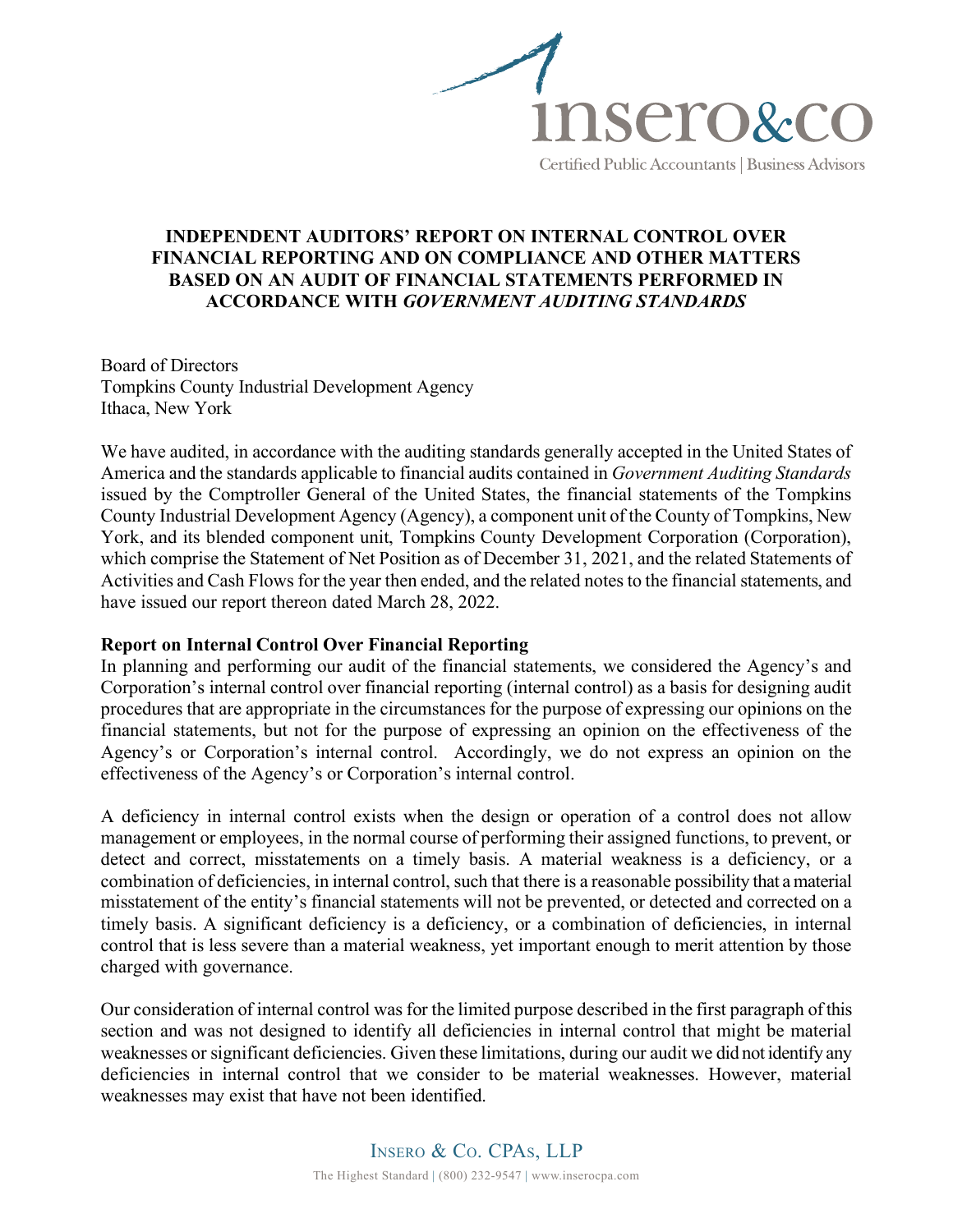# INDEPENDENT AUDITORS' REPORT ON INTERNAL CONTROL OVER FINANCIAL REPORTING AND ON COMPLIANCE AND OTHER MATTERS BASED ON AN AUDIT OF FINANCIAL STATEMENTS PERFORMED IN ACCORDANCE WITH *GOVERNMENT AUDITING STANDARDS*

Board of Directors
Tompkins County Industrial Development Agency
Ithaca, New York

We have audited, in accordance with the auditing standards generally accepted in the United States of America and the standards applicable to financial audits contained in *Government Auditing Standards* issued by the Comptroller General of the United States, the financial statements of the Tompkins County Industrial Development Agency (Agency), a component unit of the County of Tompkins, New York, and its blended component unit, Tompkins County Development Corporation (Corporation), which comprise the Statement of Net Position as of December 31, 2021, and the related Statements of Activities and Cash Flows for the year then ended, and the related notes to the financial statements, and have issued our report thereon dated March 28, 2022.

**Report on Internal Control Over Financial Reporting**

In planning and performing our audit of the financial statements, we considered the Agency's and Corporation's internal control over financial reporting (internal control) as a basis for designing audit procedures that are appropriate in the circumstances for the purpose of expressing our opinions on the financial statements, but not for the purpose of expressing an opinion on the effectiveness of the Agency's or Corporation's internal control. Accordingly, we do not express an opinion on the effectiveness of the Agency's or Corporation's internal control.

A deficiency in internal control exists when the design or operation of a control does not allow management or employees, in the normal course of performing their assigned functions, to prevent, or detect and correct, misstatements on a timely basis. A material weakness is a deficiency, or a combination of deficiencies, in internal control, such that there is a reasonable possibility that a material misstatement of the entity's financial statements will not be prevented, or detected and corrected on a timely basis. A significant deficiency is a deficiency, or a combination of deficiencies, in internal control that is less severe than a material weakness, yet important enough to merit attention by those charged with governance.

Our consideration of internal control was for the limited purpose described in the first paragraph of this section and was not designed to identify all deficiencies in internal control that might be material weaknesses or significant deficiencies. Given these limitations, during our audit we did not identify any deficiencies in internal control that we consider to be material weaknesses. However, material weaknesses may exist that have not been identified.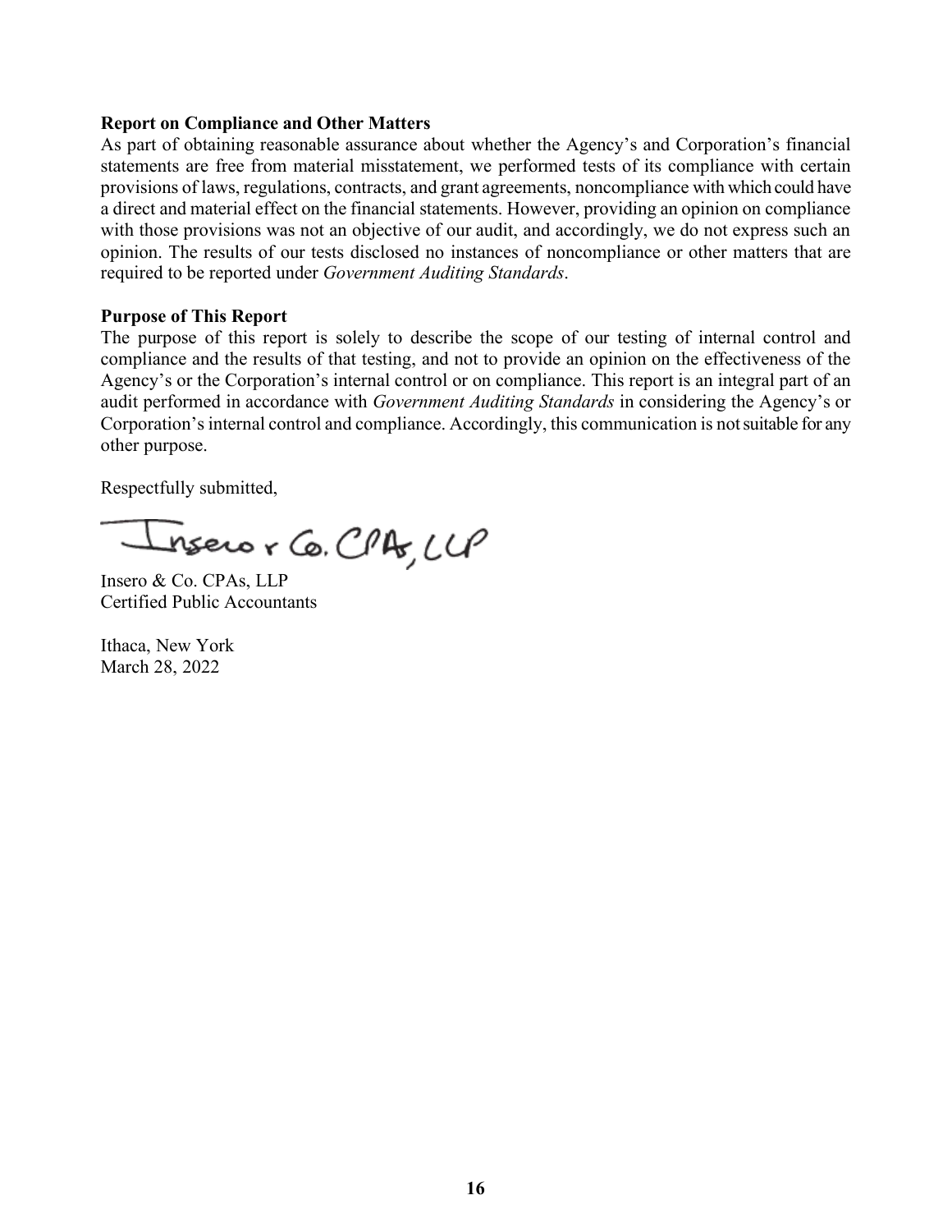**Report on Compliance and Other Matters**

As part of obtaining reasonable assurance about whether the Agency's and Corporation's financial statements are free from material misstatement, we performed tests of its compliance with certain provisions of laws, regulations, contracts, and grant agreements, noncompliance with which could have a direct and material effect on the financial statements. However, providing an opinion on compliance with those provisions was not an objective of our audit, and accordingly, we do not express such an opinion. The results of our tests disclosed no instances of noncompliance or other matters that are required to be reported under *Government Auditing Standards*.

**Purpose of This Report**

The purpose of this report is solely to describe the scope of our testing of internal control and compliance and the results of that testing, and not to provide an opinion on the effectiveness of the Agency's or the Corporation's internal control or on compliance. This report is an integral part of an audit performed in accordance with *Government Auditing Standards* in considering the Agency's or Corporation's internal control and compliance. Accordingly, this communication is not suitable for any other purpose.

Respectfully submitted,

Insero & Co. CPAs, LLP

Insero & Co. CPAs, LLP
Certified Public Accountants

Ithaca, New York
March 28, 2022